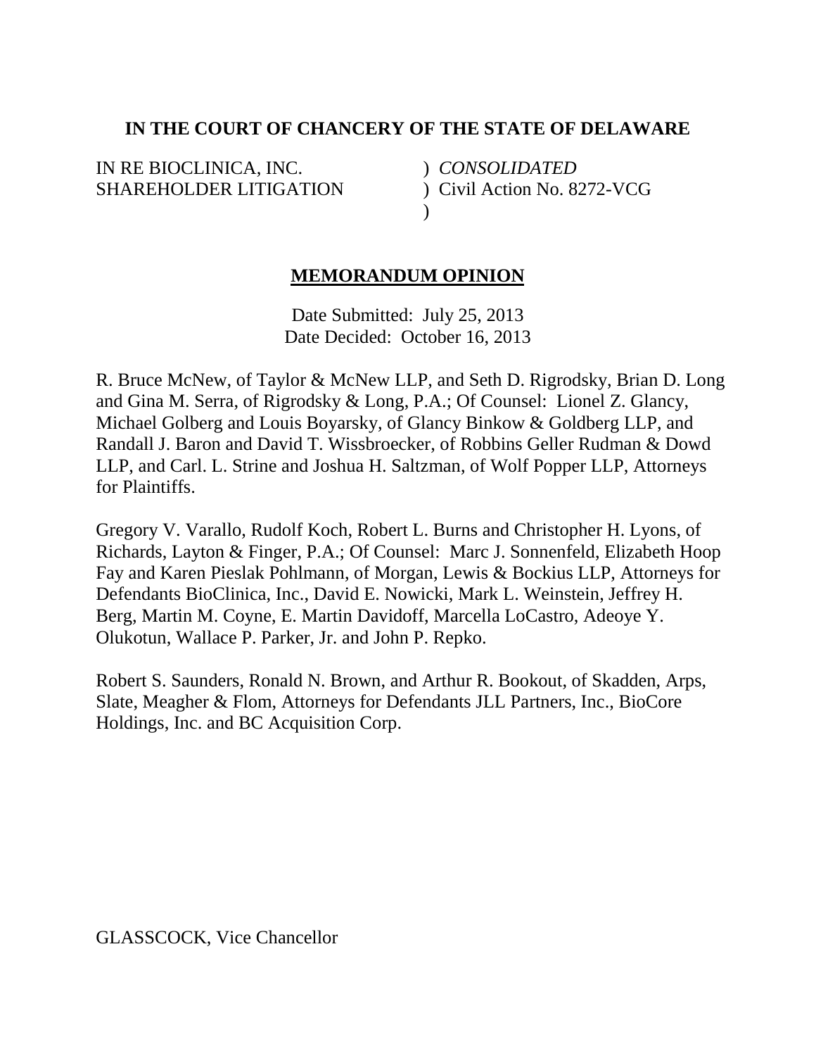**IN THE COURT OF CHANCERY OF THE STATE OF DELAWARE**

| | |
|---|---|
| IN RE BIOCLINICA, INC. SHAREHOLDER LITIGATION | ) *CONSOLIDATED* ) Civil Action No. 8272-VCG ) |

**MEMORANDUM OPINION**

Date Submitted: July 25, 2013
Date Decided: October 16, 2013

R. Bruce McNew, of Taylor & McNew LLP, and Seth D. Rigrodsky, Brian D. Long and Gina M. Serra, of Rigrodsky & Long, P.A.; Of Counsel: Lionel Z. Glancy, Michael Golberg and Louis Boyarsky, of Glancy Binkow & Goldberg LLP, and Randall J. Baron and David T. Wissbroecker, of Robbins Geller Rudman & Dowd LLP, and Carl. L. Strine and Joshua H. Saltzman, of Wolf Popper LLP, Attorneys for Plaintiffs.

Gregory V. Varallo, Rudolf Koch, Robert L. Burns and Christopher H. Lyons, of Richards, Layton & Finger, P.A.; Of Counsel: Marc J. Sonnenfeld, Elizabeth Hoop Fay and Karen Pieslak Pohlmann, of Morgan, Lewis & Bockius LLP, Attorneys for Defendants BioClinica, Inc., David E. Nowicki, Mark L. Weinstein, Jeffrey H. Berg, Martin M. Coyne, E. Martin Davidoff, Marcella LoCastro, Adeoye Y. Olukotun, Wallace P. Parker, Jr. and John P. Repko.

Robert S. Saunders, Ronald N. Brown, and Arthur R. Bookout, of Skadden, Arps, Slate, Meagher & Flom, Attorneys for Defendants JLL Partners, Inc., BioCore Holdings, Inc. and BC Acquisition Corp.

GLASSCOCK, Vice Chancellor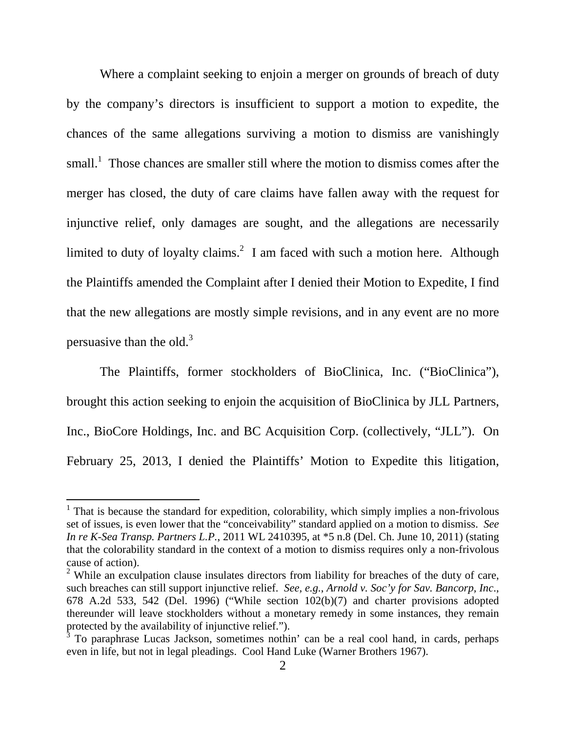Where a complaint seeking to enjoin a merger on grounds of breach of duty by the company's directors is insufficient to support a motion to expedite, the chances of the same allegations surviving a motion to dismiss are vanishingly small.[1] Those chances are smaller still where the motion to dismiss comes after the merger has closed, the duty of care claims have fallen away with the request for injunctive relief, only damages are sought, and the allegations are necessarily limited to duty of loyalty claims.[2] I am faced with such a motion here. Although the Plaintiffs amended the Complaint after I denied their Motion to Expedite, I find that the new allegations are mostly simple revisions, and in any event are no more persuasive than the old.[3]

The Plaintiffs, former stockholders of BioClinica, Inc. ("BioClinica"), brought this action seeking to enjoin the acquisition of BioClinica by JLL Partners, Inc., BioCore Holdings, Inc. and BC Acquisition Corp. (collectively, "JLL"). On February 25, 2013, I denied the Plaintiffs' Motion to Expedite this litigation,

---

[1] That is because the standard for expedition, colorability, which simply implies a non-frivolous set of issues, is even lower that the "conceivability" standard applied on a motion to dismiss. *See In re K-Sea Transp. Partners L.P.*, 2011 WL 2410395, at *5 n.8 (Del. Ch. June 10, 2011) (stating that the colorability standard in the context of a motion to dismiss requires only a non-frivolous cause of action).

[2] While an exculpation clause insulates directors from liability for breaches of the duty of care, such breaches can still support injunctive relief. *See, e.g.*, *Arnold v. Soc'y for Sav. Bancorp, Inc.*, 678 A.2d 533, 542 (Del. 1996) ("While section 102(b)(7) and charter provisions adopted thereunder will leave stockholders without a monetary remedy in some instances, they remain protected by the availability of injunctive relief.").

[3] To paraphrase Lucas Jackson, sometimes nothin' can be a real cool hand, in cards, perhaps even in life, but not in legal pleadings. Cool Hand Luke (Warner Brothers 1967).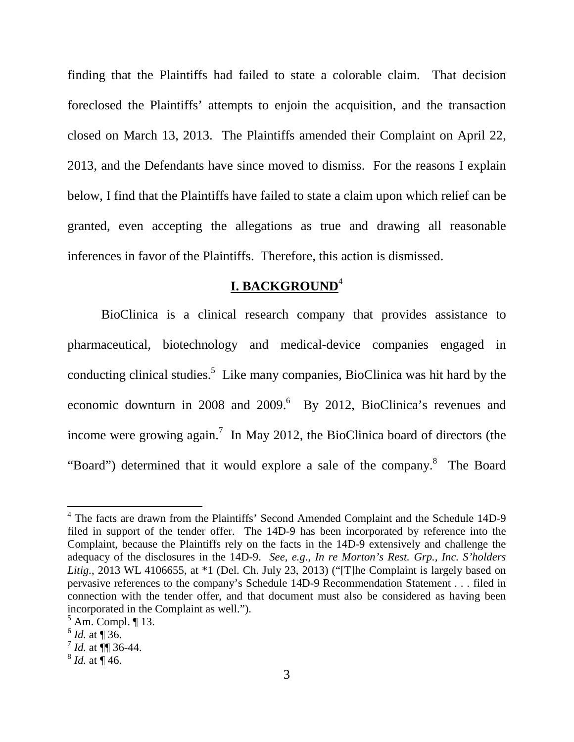finding that the Plaintiffs had failed to state a colorable claim. That decision foreclosed the Plaintiffs' attempts to enjoin the acquisition, and the transaction closed on March 13, 2013. The Plaintiffs amended their Complaint on April 22, 2013, and the Defendants have since moved to dismiss. For the reasons I explain below, I find that the Plaintiffs have failed to state a claim upon which relief can be granted, even accepting the allegations as true and drawing all reasonable inferences in favor of the Plaintiffs. Therefore, this action is dismissed.

## I. BACKGROUND[4]

BioClinica is a clinical research company that provides assistance to pharmaceutical, biotechnology and medical-device companies engaged in conducting clinical studies.[5] Like many companies, BioClinica was hit hard by the economic downturn in 2008 and 2009.[6] By 2012, BioClinica's revenues and income were growing again.[7] In May 2012, the BioClinica board of directors (the "Board") determined that it would explore a sale of the company.[8] The Board

---

[4] The facts are drawn from the Plaintiffs' Second Amended Complaint and the Schedule 14D-9 filed in support of the tender offer. The 14D-9 has been incorporated by reference into the Complaint, because the Plaintiffs rely on the facts in the 14D-9 extensively and challenge the adequacy of the disclosures in the 14D-9. *See, e.g.*, *In re Morton's Rest. Grp., Inc. S'holders Litig.*, 2013 WL 4106655, at *1 (Del. Ch. July 23, 2013) ("[T]he Complaint is largely based on pervasive references to the company's Schedule 14D-9 Recommendation Statement . . . filed in connection with the tender offer, and that document must also be considered as having been incorporated in the Complaint as well.").

[5] Am. Compl. ¶ 13.

[6] *Id.* at ¶ 36.

[7] *Id.* at ¶¶ 36-44.

[8] *Id.* at ¶ 46.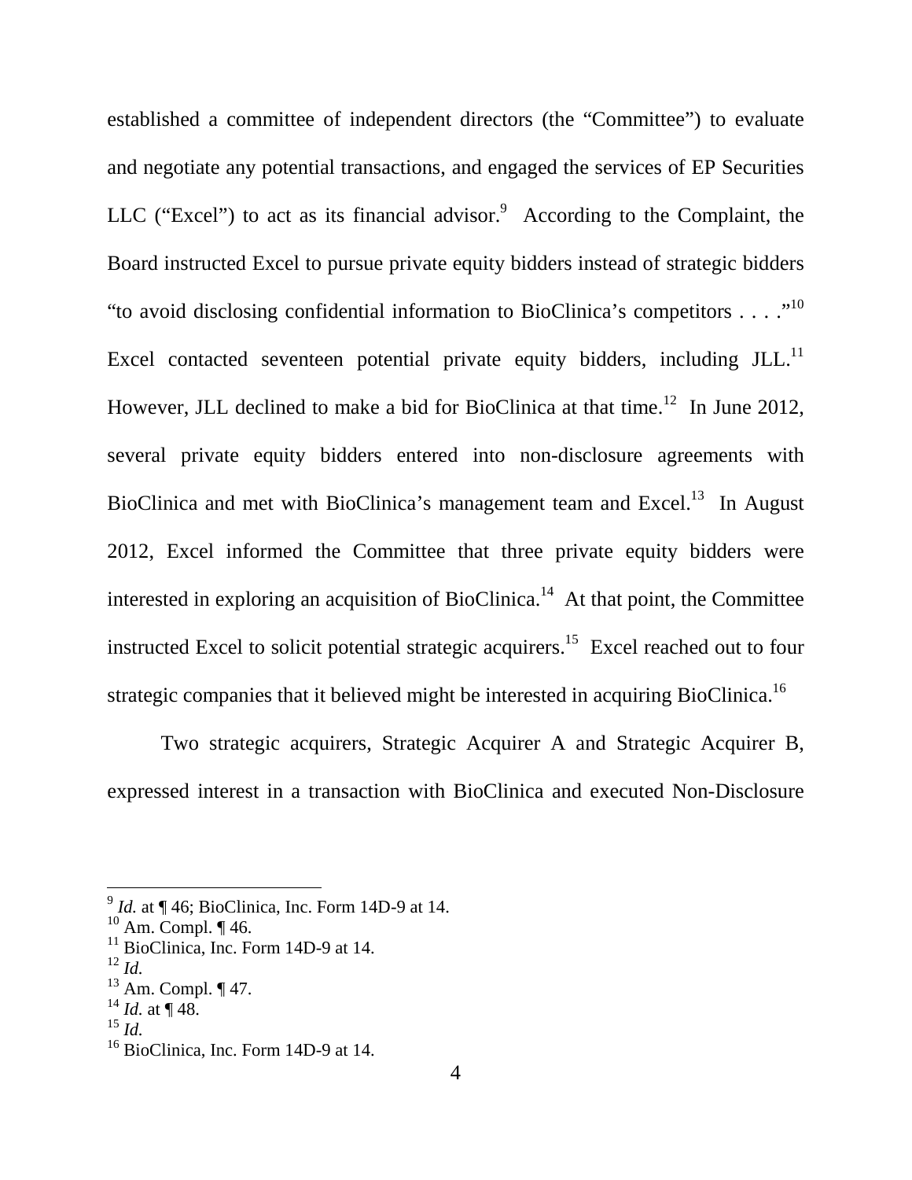established a committee of independent directors (the "Committee") to evaluate and negotiate any potential transactions, and engaged the services of EP Securities LLC ("Excel") to act as its financial advisor.[9] According to the Complaint, the Board instructed Excel to pursue private equity bidders instead of strategic bidders "to avoid disclosing confidential information to BioClinica's competitors . . . ."[10] Excel contacted seventeen potential private equity bidders, including JLL.[11] However, JLL declined to make a bid for BioClinica at that time.[12] In June 2012, several private equity bidders entered into non-disclosure agreements with BioClinica and met with BioClinica's management team and Excel.[13] In August 2012, Excel informed the Committee that three private equity bidders were interested in exploring an acquisition of BioClinica.[14] At that point, the Committee instructed Excel to solicit potential strategic acquirers.[15] Excel reached out to four strategic companies that it believed might be interested in acquiring BioClinica.[16]

Two strategic acquirers, Strategic Acquirer A and Strategic Acquirer B, expressed interest in a transaction with BioClinica and executed Non-Disclosure

---

[9] *Id.* at ¶ 46; BioClinica, Inc. Form 14D-9 at 14.
[10] Am. Compl. ¶ 46.
[11] BioClinica, Inc. Form 14D-9 at 14.
[12] *Id.*
[13] Am. Compl. ¶ 47.
[14] *Id.* at ¶ 48.
[15] *Id.*
[16] BioClinica, Inc. Form 14D-9 at 14.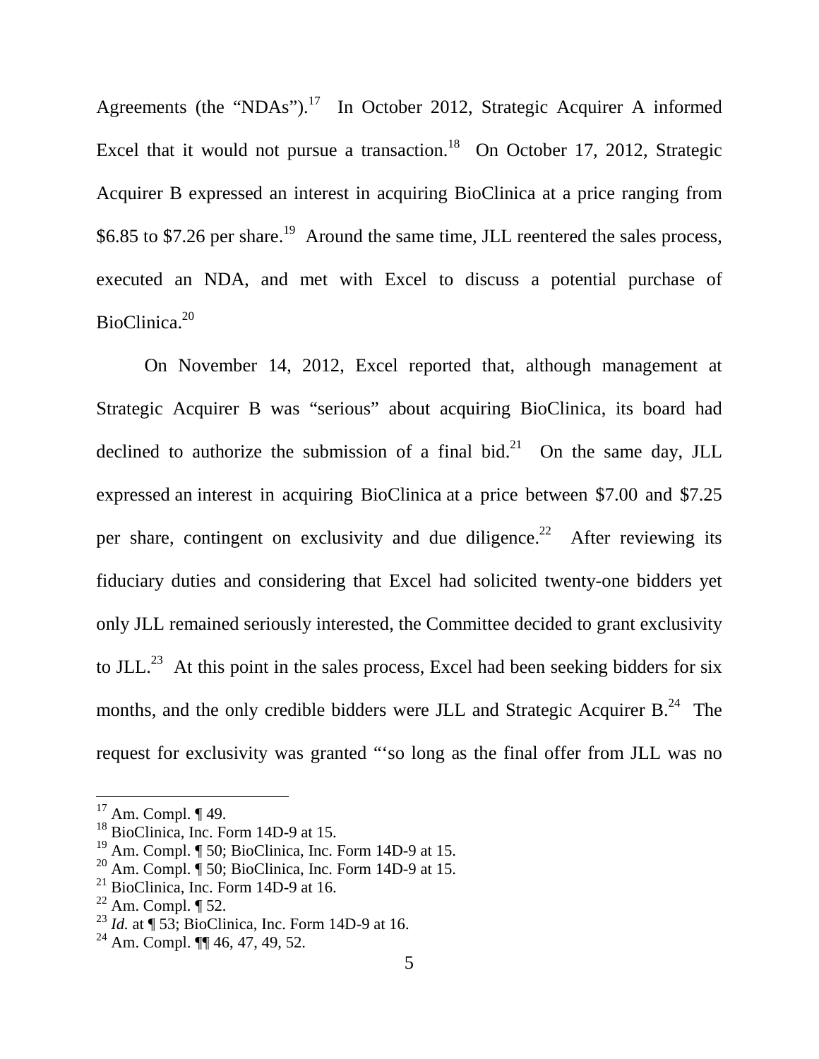Agreements (the "NDAs").[17] In October 2012, Strategic Acquirer A informed Excel that it would not pursue a transaction.[18] On October 17, 2012, Strategic Acquirer B expressed an interest in acquiring BioClinica at a price ranging from $6.85 to $7.26 per share.[19] Around the same time, JLL reentered the sales process, executed an NDA, and met with Excel to discuss a potential purchase of BioClinica.[20]

On November 14, 2012, Excel reported that, although management at Strategic Acquirer B was "serious" about acquiring BioClinica, its board had declined to authorize the submission of a final bid.[21] On the same day, JLL expressed an interest in acquiring BioClinica at a price between $7.00 and $7.25 per share, contingent on exclusivity and due diligence.[22] After reviewing its fiduciary duties and considering that Excel had solicited twenty-one bidders yet only JLL remained seriously interested, the Committee decided to grant exclusivity to JLL.[23] At this point in the sales process, Excel had been seeking bidders for six months, and the only credible bidders were JLL and Strategic Acquirer B.[24] The request for exclusivity was granted "'so long as the final offer from JLL was no

---

[17] Am. Compl. ¶ 49.

[18] BioClinica, Inc. Form 14D-9 at 15.

[19] Am. Compl. ¶ 50; BioClinica, Inc. Form 14D-9 at 15.

[20] Am. Compl. ¶ 50; BioClinica, Inc. Form 14D-9 at 15.

[21] BioClinica, Inc. Form 14D-9 at 16.

[22] Am. Compl. ¶ 52.

[23] *Id.* at ¶ 53; BioClinica, Inc. Form 14D-9 at 16.

[24] Am. Compl. ¶¶ 46, 47, 49, 52.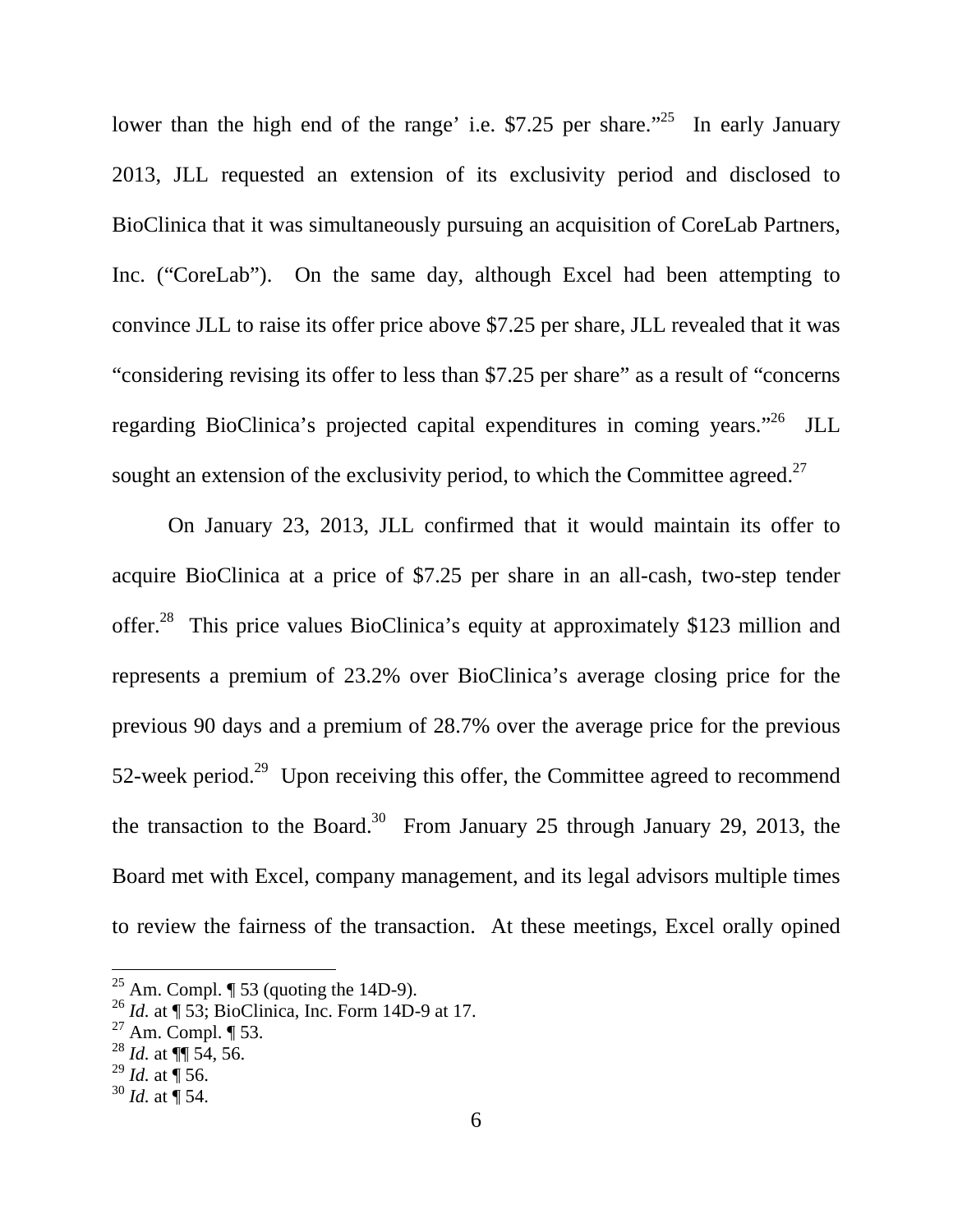lower than the high end of the range' i.e. $7.25 per share."[25] In early January 2013, JLL requested an extension of its exclusivity period and disclosed to BioClinica that it was simultaneously pursuing an acquisition of CoreLab Partners, Inc. ("CoreLab"). On the same day, although Excel had been attempting to convince JLL to raise its offer price above $7.25 per share, JLL revealed that it was "considering revising its offer to less than $7.25 per share" as a result of "concerns regarding BioClinica's projected capital expenditures in coming years."[26] JLL sought an extension of the exclusivity period, to which the Committee agreed.[27]

On January 23, 2013, JLL confirmed that it would maintain its offer to acquire BioClinica at a price of $7.25 per share in an all-cash, two-step tender offer.[28] This price values BioClinica's equity at approximately $123 million and represents a premium of 23.2% over BioClinica's average closing price for the previous 90 days and a premium of 28.7% over the average price for the previous 52-week period.[29] Upon receiving this offer, the Committee agreed to recommend the transaction to the Board.[30] From January 25 through January 29, 2013, the Board met with Excel, company management, and its legal advisors multiple times to review the fairness of the transaction. At these meetings, Excel orally opined

---

[25] Am. Compl. ¶ 53 (quoting the 14D-9).

[26] *Id.* at ¶ 53; BioClinica, Inc. Form 14D-9 at 17.

[27] Am. Compl. ¶ 53.

[28] *Id.* at ¶¶ 54, 56.

[29] *Id.* at ¶ 56.

[30] *Id.* at ¶ 54.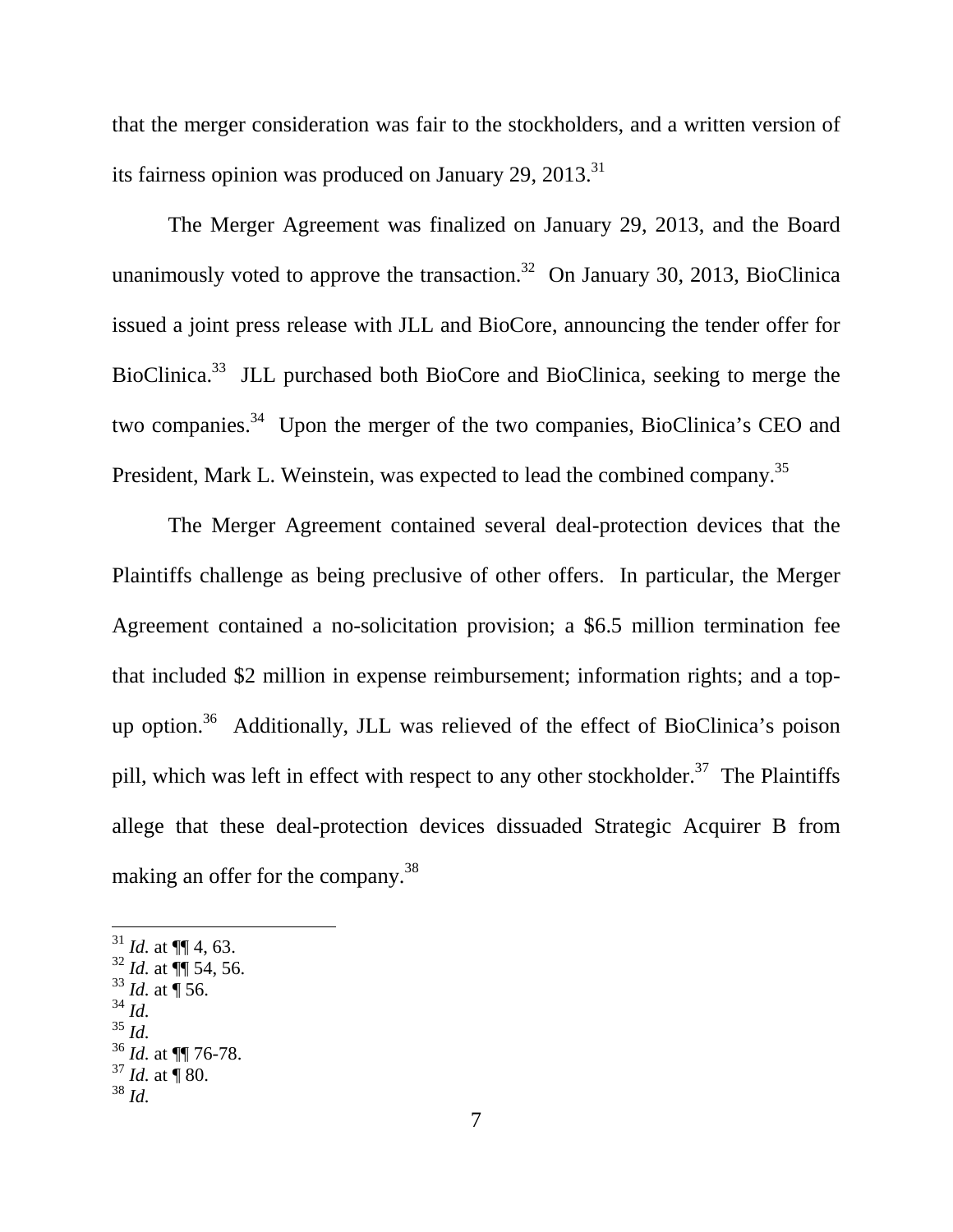that the merger consideration was fair to the stockholders, and a written version of its fairness opinion was produced on January 29, 2013.[31]

The Merger Agreement was finalized on January 29, 2013, and the Board unanimously voted to approve the transaction.[32] On January 30, 2013, BioClinica issued a joint press release with JLL and BioCore, announcing the tender offer for BioClinica.[33] JLL purchased both BioCore and BioClinica, seeking to merge the two companies.[34] Upon the merger of the two companies, BioClinica's CEO and President, Mark L. Weinstein, was expected to lead the combined company.[35]

The Merger Agreement contained several deal-protection devices that the Plaintiffs challenge as being preclusive of other offers. In particular, the Merger Agreement contained a no-solicitation provision; a $6.5 million termination fee that included $2 million in expense reimbursement; information rights; and a top-up option.[36] Additionally, JLL was relieved of the effect of BioClinica's poison pill, which was left in effect with respect to any other stockholder.[37] The Plaintiffs allege that these deal-protection devices dissuaded Strategic Acquirer B from making an offer for the company.[38]

---

[31] *Id.* at ¶¶ 4, 63.
[32] *Id.* at ¶¶ 54, 56.
[33] *Id.* at ¶ 56.
[34] *Id.*
[35] *Id.*
[36] *Id.* at ¶¶ 76-78.
[37] *Id.* at ¶ 80.
[38] *Id.*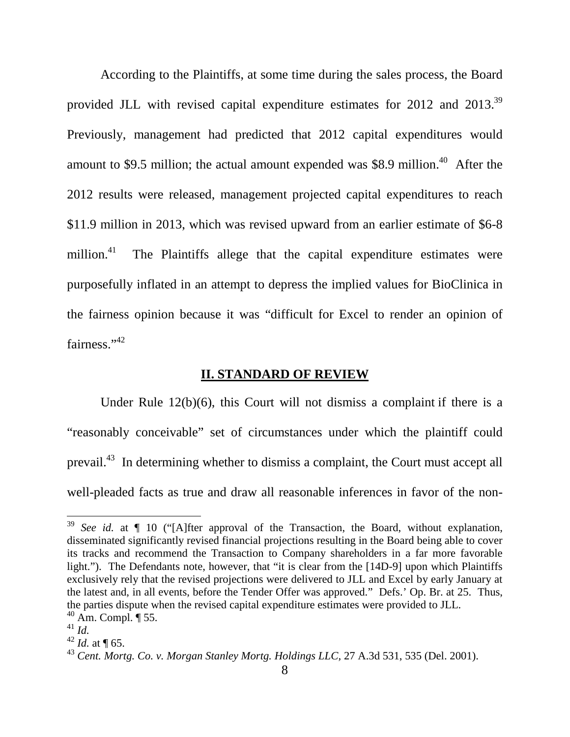According to the Plaintiffs, at some time during the sales process, the Board provided JLL with revised capital expenditure estimates for 2012 and 2013.[39] Previously, management had predicted that 2012 capital expenditures would amount to $9.5 million; the actual amount expended was $8.9 million.[40] After the 2012 results were released, management projected capital expenditures to reach $11.9 million in 2013, which was revised upward from an earlier estimate of $6-8 million.[41] The Plaintiffs allege that the capital expenditure estimates were purposefully inflated in an attempt to depress the implied values for BioClinica in the fairness opinion because it was "difficult for Excel to render an opinion of fairness."[42]

## II. STANDARD OF REVIEW

Under Rule 12(b)(6), this Court will not dismiss a complaint if there is a "reasonably conceivable" set of circumstances under which the plaintiff could prevail.[43] In determining whether to dismiss a complaint, the Court must accept all well-pleaded facts as true and draw all reasonable inferences in favor of the non-

---

[39] *See id.* at ¶ 10 ("[A]fter approval of the Transaction, the Board, without explanation, disseminated significantly revised financial projections resulting in the Board being able to cover its tracks and recommend the Transaction to Company shareholders in a far more favorable light."). The Defendants note, however, that "it is clear from the [14D-9] upon which Plaintiffs exclusively rely that the revised projections were delivered to JLL and Excel by early January at the latest and, in all events, before the Tender Offer was approved." Defs.' Op. Br. at 25. Thus, the parties dispute when the revised capital expenditure estimates were provided to JLL.

[40] Am. Compl. ¶ 55.

[41] *Id.*

[42] *Id.* at ¶ 65.

[43] *Cent. Mortg. Co. v. Morgan Stanley Mortg. Holdings LLC*, 27 A.3d 531, 535 (Del. 2001).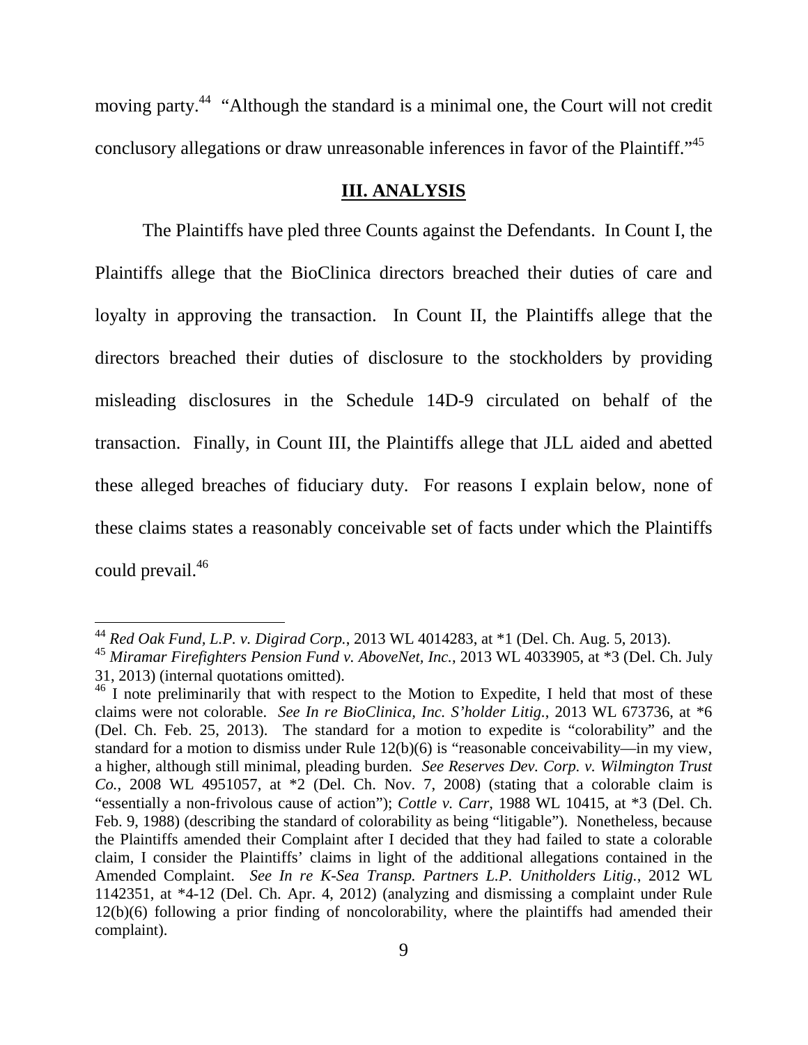moving party.[44] "Although the standard is a minimal one, the Court will not credit conclusory allegations or draw unreasonable inferences in favor of the Plaintiff."[45]

## III. ANALYSIS

The Plaintiffs have pled three Counts against the Defendants. In Count I, the Plaintiffs allege that the BioClinica directors breached their duties of care and loyalty in approving the transaction. In Count II, the Plaintiffs allege that the directors breached their duties of disclosure to the stockholders by providing misleading disclosures in the Schedule 14D-9 circulated on behalf of the transaction. Finally, in Count III, the Plaintiffs allege that JLL aided and abetted these alleged breaches of fiduciary duty. For reasons I explain below, none of these claims states a reasonably conceivable set of facts under which the Plaintiffs could prevail.[46]

---

[44] *Red Oak Fund, L.P. v. Digirad Corp.*, 2013 WL 4014283, at *1 (Del. Ch. Aug. 5, 2013).

[45] *Miramar Firefighters Pension Fund v. AboveNet, Inc.*, 2013 WL 4033905, at *3 (Del. Ch. July 31, 2013) (internal quotations omitted).

[46] I note preliminarily that with respect to the Motion to Expedite, I held that most of these claims were not colorable. *See In re BioClinica, Inc. S'holder Litig.*, 2013 WL 673736, at *6 (Del. Ch. Feb. 25, 2013). The standard for a motion to expedite is "colorability" and the standard for a motion to dismiss under Rule 12(b)(6) is "reasonable conceivability—in my view, a higher, although still minimal, pleading burden. *See Reserves Dev. Corp. v. Wilmington Trust Co.*, 2008 WL 4951057, at *2 (Del. Ch. Nov. 7, 2008) (stating that a colorable claim is "essentially a non-frivolous cause of action"); *Cottle v. Carr*, 1988 WL 10415, at *3 (Del. Ch. Feb. 9, 1988) (describing the standard of colorability as being "litigable"). Nonetheless, because the Plaintiffs amended their Complaint after I decided that they had failed to state a colorable claim, I consider the Plaintiffs' claims in light of the additional allegations contained in the Amended Complaint. *See In re K-Sea Transp. Partners L.P. Unitholders Litig.*, 2012 WL 1142351, at *4-12 (Del. Ch. Apr. 4, 2012) (analyzing and dismissing a complaint under Rule 12(b)(6) following a prior finding of noncolorability, where the plaintiffs had amended their complaint).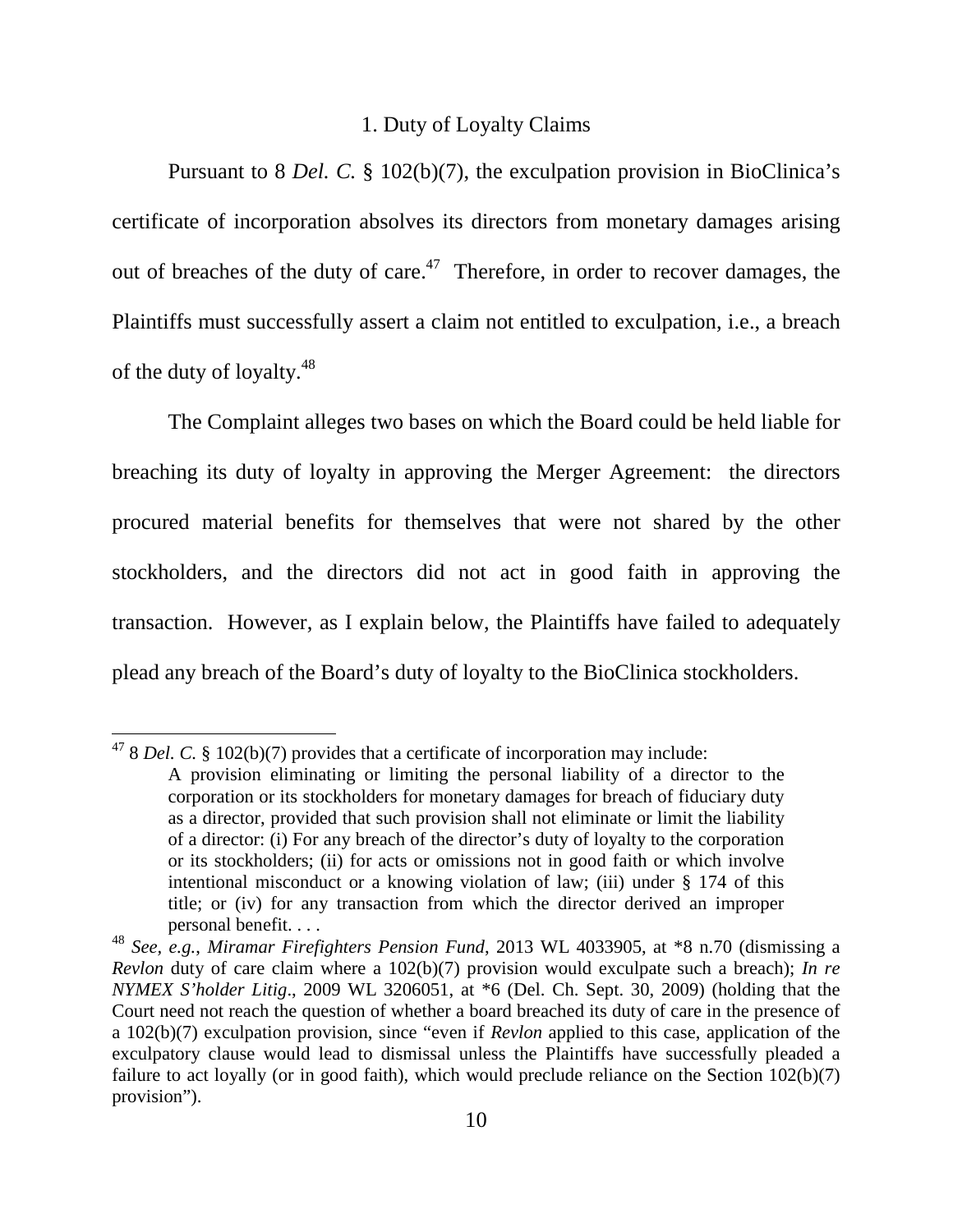### 1. Duty of Loyalty Claims

Pursuant to 8 *Del. C.* § 102(b)(7), the exculpation provision in BioClinica's certificate of incorporation absolves its directors from monetary damages arising out of breaches of the duty of care.[47] Therefore, in order to recover damages, the Plaintiffs must successfully assert a claim not entitled to exculpation, i.e., a breach of the duty of loyalty.[48]

The Complaint alleges two bases on which the Board could be held liable for breaching its duty of loyalty in approving the Merger Agreement: the directors procured material benefits for themselves that were not shared by the other stockholders, and the directors did not act in good faith in approving the transaction. However, as I explain below, the Plaintiffs have failed to adequately plead any breach of the Board's duty of loyalty to the BioClinica stockholders.

---

[47] 8 *Del. C.* § 102(b)(7) provides that a certificate of incorporation may include:

> A provision eliminating or limiting the personal liability of a director to the corporation or its stockholders for monetary damages for breach of fiduciary duty as a director, provided that such provision shall not eliminate or limit the liability of a director: (i) For any breach of the director's duty of loyalty to the corporation or its stockholders; (ii) for acts or omissions not in good faith or which involve intentional misconduct or a knowing violation of law; (iii) under § 174 of this title; or (iv) for any transaction from which the director derived an improper personal benefit. . . .

[48] *See, e.g.*, *Miramar Firefighters Pension Fund*, 2013 WL 4033905, at *8 n.70 (dismissing a *Revlon* duty of care claim where a 102(b)(7) provision would exculpate such a breach); *In re NYMEX S'holder Litig*., 2009 WL 3206051, at *6 (Del. Ch. Sept. 30, 2009) (holding that the Court need not reach the question of whether a board breached its duty of care in the presence of a 102(b)(7) exculpation provision, since "even if *Revlon* applied to this case, application of the exculpatory clause would lead to dismissal unless the Plaintiffs have successfully pleaded a failure to act loyally (or in good faith), which would preclude reliance on the Section 102(b)(7) provision").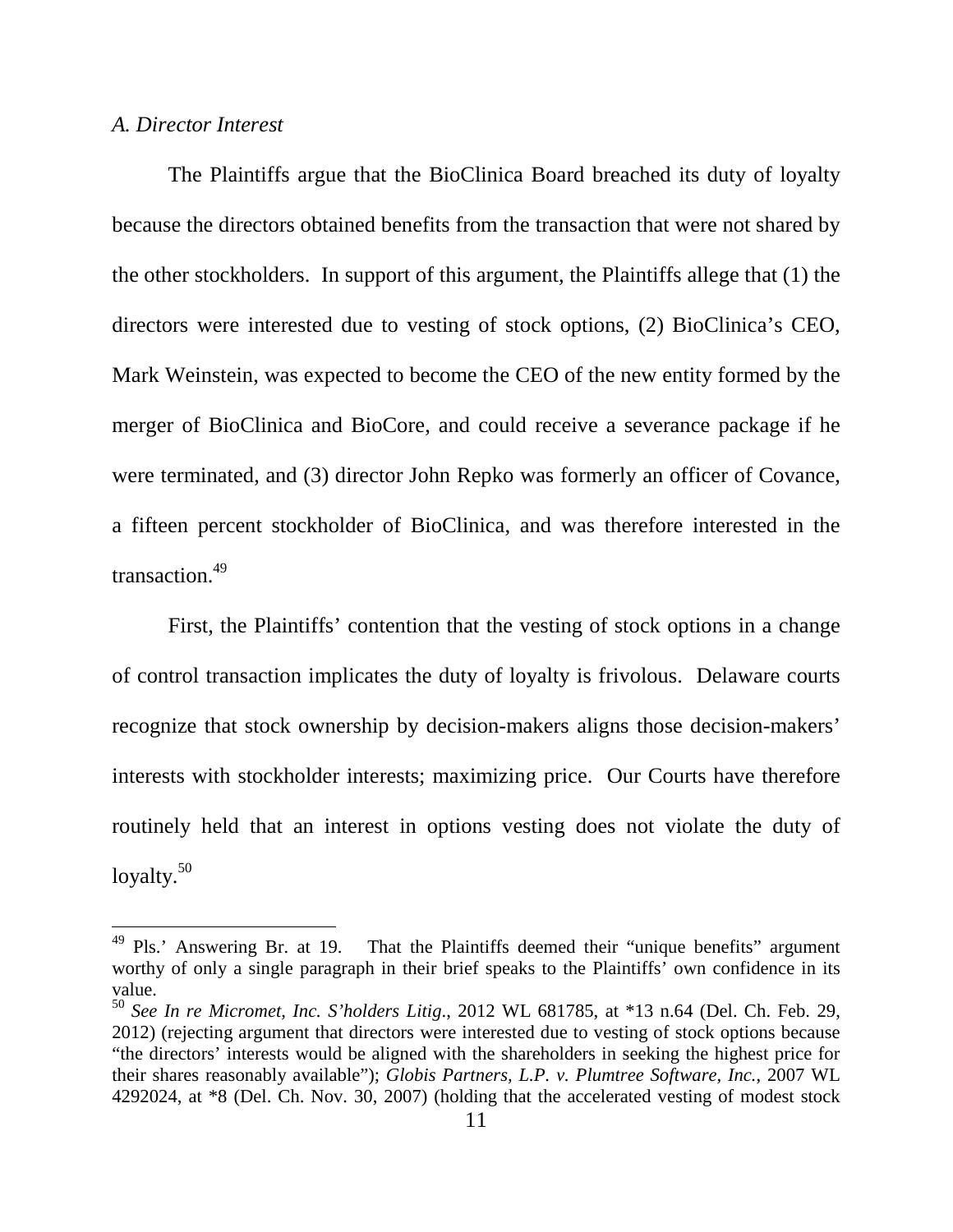*A. Director Interest*

The Plaintiffs argue that the BioClinica Board breached its duty of loyalty because the directors obtained benefits from the transaction that were not shared by the other stockholders. In support of this argument, the Plaintiffs allege that (1) the directors were interested due to vesting of stock options, (2) BioClinica's CEO, Mark Weinstein, was expected to become the CEO of the new entity formed by the merger of BioClinica and BioCore, and could receive a severance package if he were terminated, and (3) director John Repko was formerly an officer of Covance, a fifteen percent stockholder of BioClinica, and was therefore interested in the transaction.[49]

First, the Plaintiffs' contention that the vesting of stock options in a change of control transaction implicates the duty of loyalty is frivolous. Delaware courts recognize that stock ownership by decision-makers aligns those decision-makers' interests with stockholder interests; maximizing price. Our Courts have therefore routinely held that an interest in options vesting does not violate the duty of loyalty.[50]

---

[49] Pls.' Answering Br. at 19. That the Plaintiffs deemed their "unique benefits" argument worthy of only a single paragraph in their brief speaks to the Plaintiffs' own confidence in its value.

[50] *See In re Micromet, Inc. S'holders Litig.*, 2012 WL 681785, at *13 n.64 (Del. Ch. Feb. 29, 2012) (rejecting argument that directors were interested due to vesting of stock options because "the directors' interests would be aligned with the shareholders in seeking the highest price for their shares reasonably available"); *Globis Partners, L.P. v. Plumtree Software, Inc.*, 2007 WL 4292024, at *8 (Del. Ch. Nov. 30, 2007) (holding that the accelerated vesting of modest stock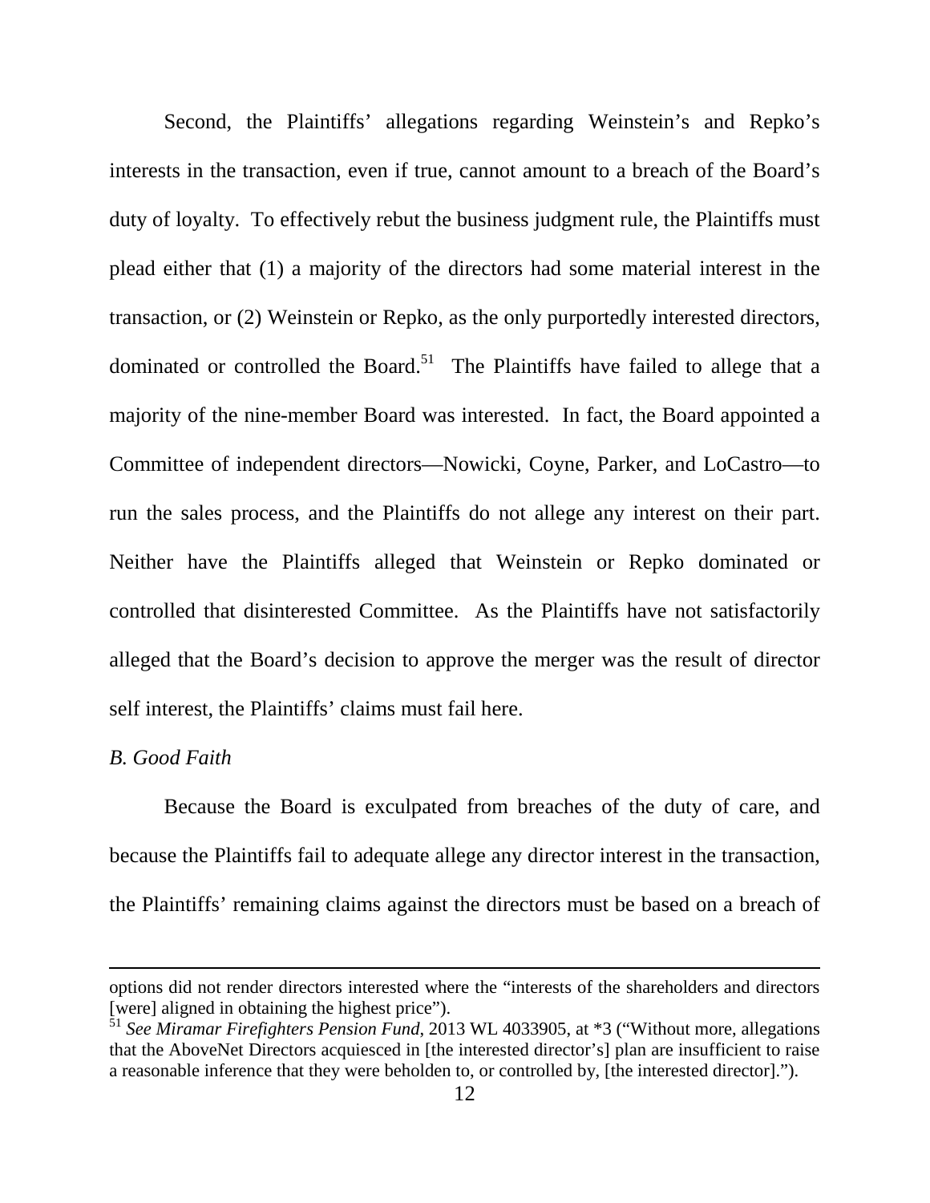Second, the Plaintiffs' allegations regarding Weinstein's and Repko's interests in the transaction, even if true, cannot amount to a breach of the Board's duty of loyalty. To effectively rebut the business judgment rule, the Plaintiffs must plead either that (1) a majority of the directors had some material interest in the transaction, or (2) Weinstein or Repko, as the only purportedly interested directors, dominated or controlled the Board.[51] The Plaintiffs have failed to allege that a majority of the nine-member Board was interested. In fact, the Board appointed a Committee of independent directors—Nowicki, Coyne, Parker, and LoCastro—to run the sales process, and the Plaintiffs do not allege any interest on their part. Neither have the Plaintiffs alleged that Weinstein or Repko dominated or controlled that disinterested Committee. As the Plaintiffs have not satisfactorily alleged that the Board's decision to approve the merger was the result of director self interest, the Plaintiffs' claims must fail here.

*B. Good Faith*

Because the Board is exculpated from breaches of the duty of care, and because the Plaintiffs fail to adequate allege any director interest in the transaction, the Plaintiffs' remaining claims against the directors must be based on a breach of

---

options did not render directors interested where the "interests of the shareholders and directors [were] aligned in obtaining the highest price").

[51] *See Miramar Firefighters Pension Fund*, 2013 WL 4033905, at *3 ("Without more, allegations that the AboveNet Directors acquiesced in [the interested director's] plan are insufficient to raise a reasonable inference that they were beholden to, or controlled by, [the interested director].").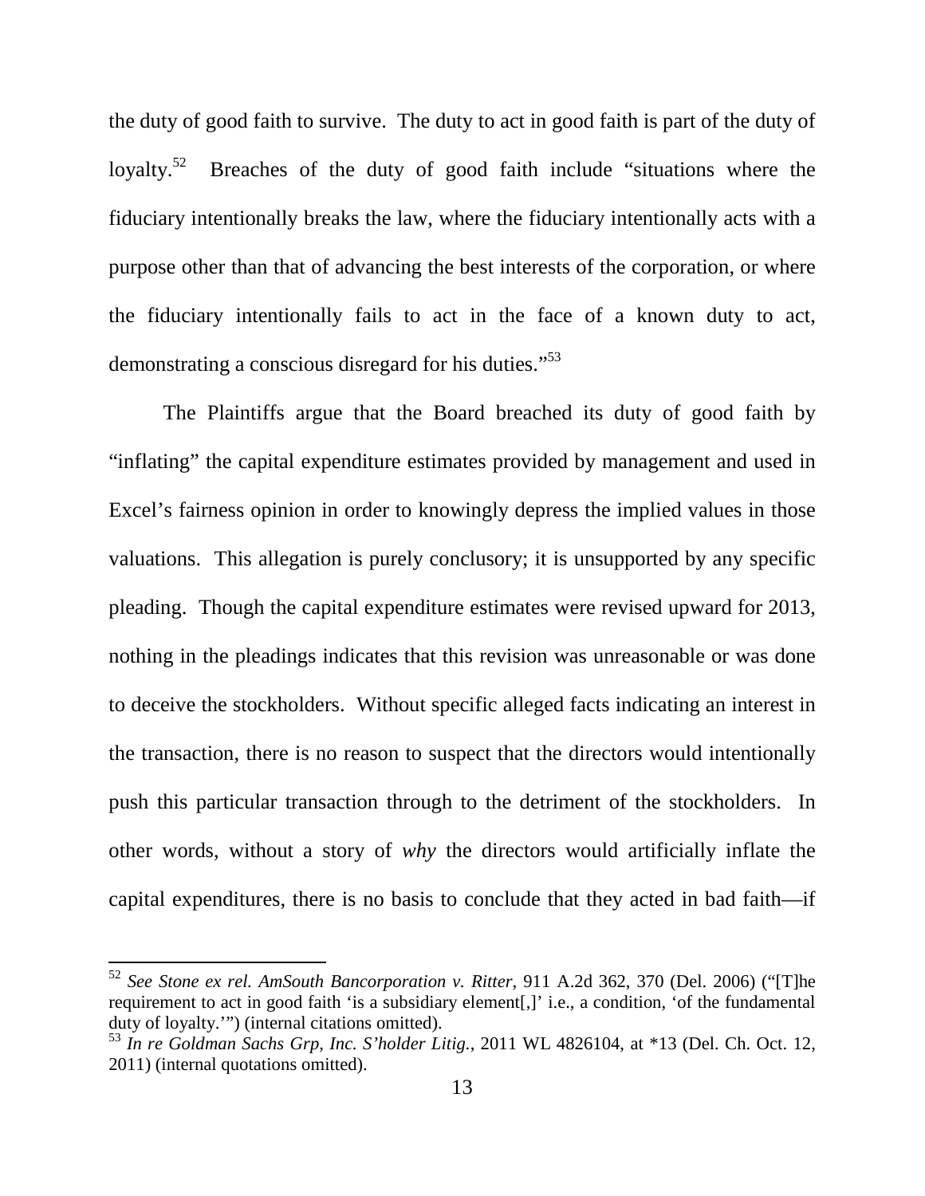the duty of good faith to survive. The duty to act in good faith is part of the duty of loyalty.[52] Breaches of the duty of good faith include "situations where the fiduciary intentionally breaks the law, where the fiduciary intentionally acts with a purpose other than that of advancing the best interests of the corporation, or where the fiduciary intentionally fails to act in the face of a known duty to act, demonstrating a conscious disregard for his duties."[53]

The Plaintiffs argue that the Board breached its duty of good faith by "inflating" the capital expenditure estimates provided by management and used in Excel's fairness opinion in order to knowingly depress the implied values in those valuations. This allegation is purely conclusory; it is unsupported by any specific pleading. Though the capital expenditure estimates were revised upward for 2013, nothing in the pleadings indicates that this revision was unreasonable or was done to deceive the stockholders. Without specific alleged facts indicating an interest in the transaction, there is no reason to suspect that the directors would intentionally push this particular transaction through to the detriment of the stockholders. In other words, without a story of *why* the directors would artificially inflate the capital expenditures, there is no basis to conclude that they acted in bad faith—if

---

[52] *See Stone ex rel. AmSouth Bancorporation v. Ritter*, 911 A.2d 362, 370 (Del. 2006) ("[T]he requirement to act in good faith 'is a subsidiary element[,]' i.e., a condition, 'of the fundamental duty of loyalty.'") (internal citations omitted).

[53] *In re Goldman Sachs Grp, Inc. S'holder Litig.*, 2011 WL 4826104, at *13 (Del. Ch. Oct. 12, 2011) (internal quotations omitted).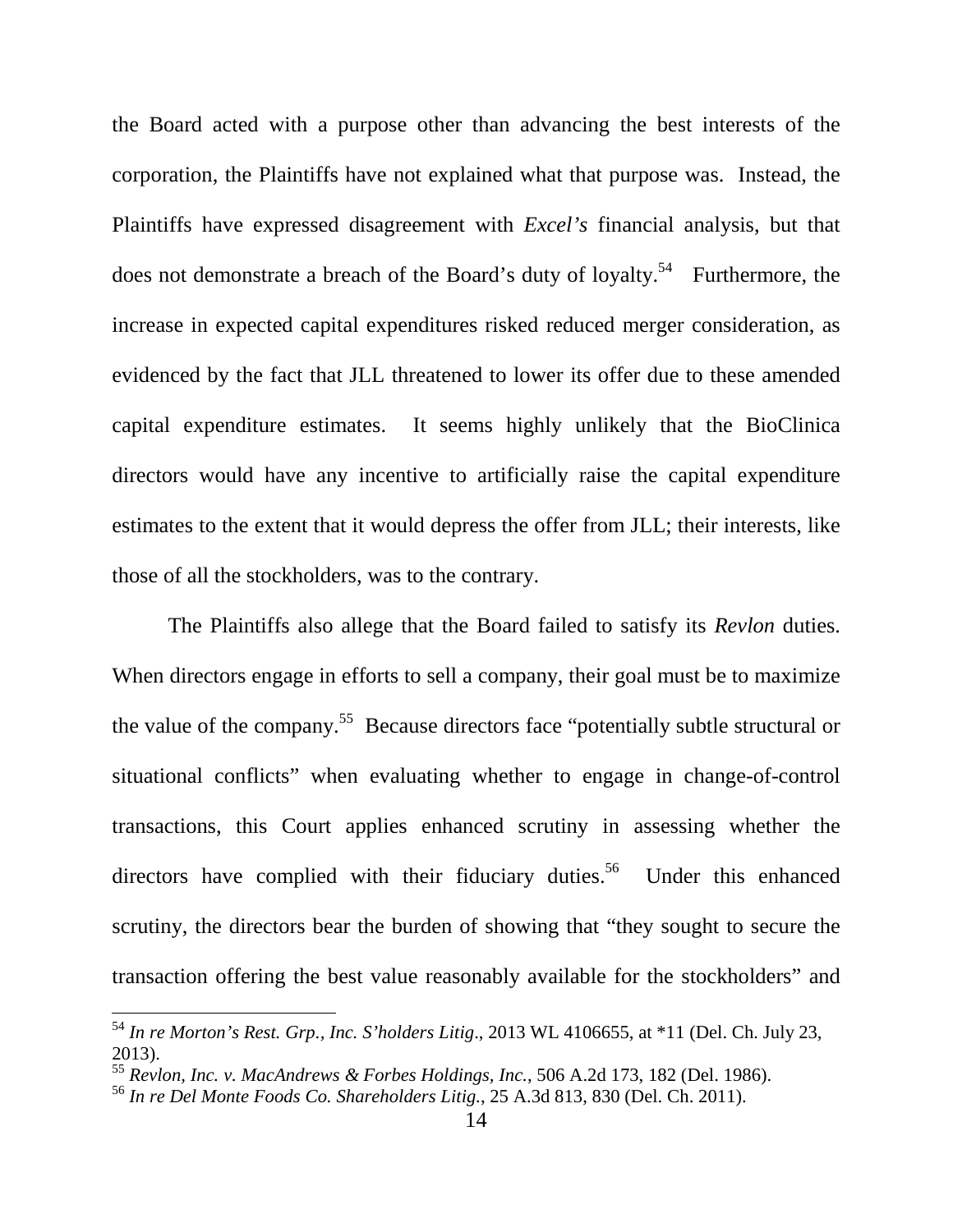the Board acted with a purpose other than advancing the best interests of the corporation, the Plaintiffs have not explained what that purpose was. Instead, the Plaintiffs have expressed disagreement with *Excel's* financial analysis, but that does not demonstrate a breach of the Board's duty of loyalty.[54] Furthermore, the increase in expected capital expenditures risked reduced merger consideration, as evidenced by the fact that JLL threatened to lower its offer due to these amended capital expenditure estimates. It seems highly unlikely that the BioClinica directors would have any incentive to artificially raise the capital expenditure estimates to the extent that it would depress the offer from JLL; their interests, like those of all the stockholders, was to the contrary.

The Plaintiffs also allege that the Board failed to satisfy its *Revlon* duties. When directors engage in efforts to sell a company, their goal must be to maximize the value of the company.[55] Because directors face "potentially subtle structural or situational conflicts" when evaluating whether to engage in change-of-control transactions, this Court applies enhanced scrutiny in assessing whether the directors have complied with their fiduciary duties.[56] Under this enhanced scrutiny, the directors bear the burden of showing that "they sought to secure the transaction offering the best value reasonably available for the stockholders" and

---

[54] *In re Morton's Rest. Grp., Inc. S'holders Litig*., 2013 WL 4106655, at *11 (Del. Ch. July 23, 2013).

[55] *Revlon, Inc. v. MacAndrews & Forbes Holdings, Inc.*, 506 A.2d 173, 182 (Del. 1986).

[56] *In re Del Monte Foods Co. Shareholders Litig.*, 25 A.3d 813, 830 (Del. Ch. 2011).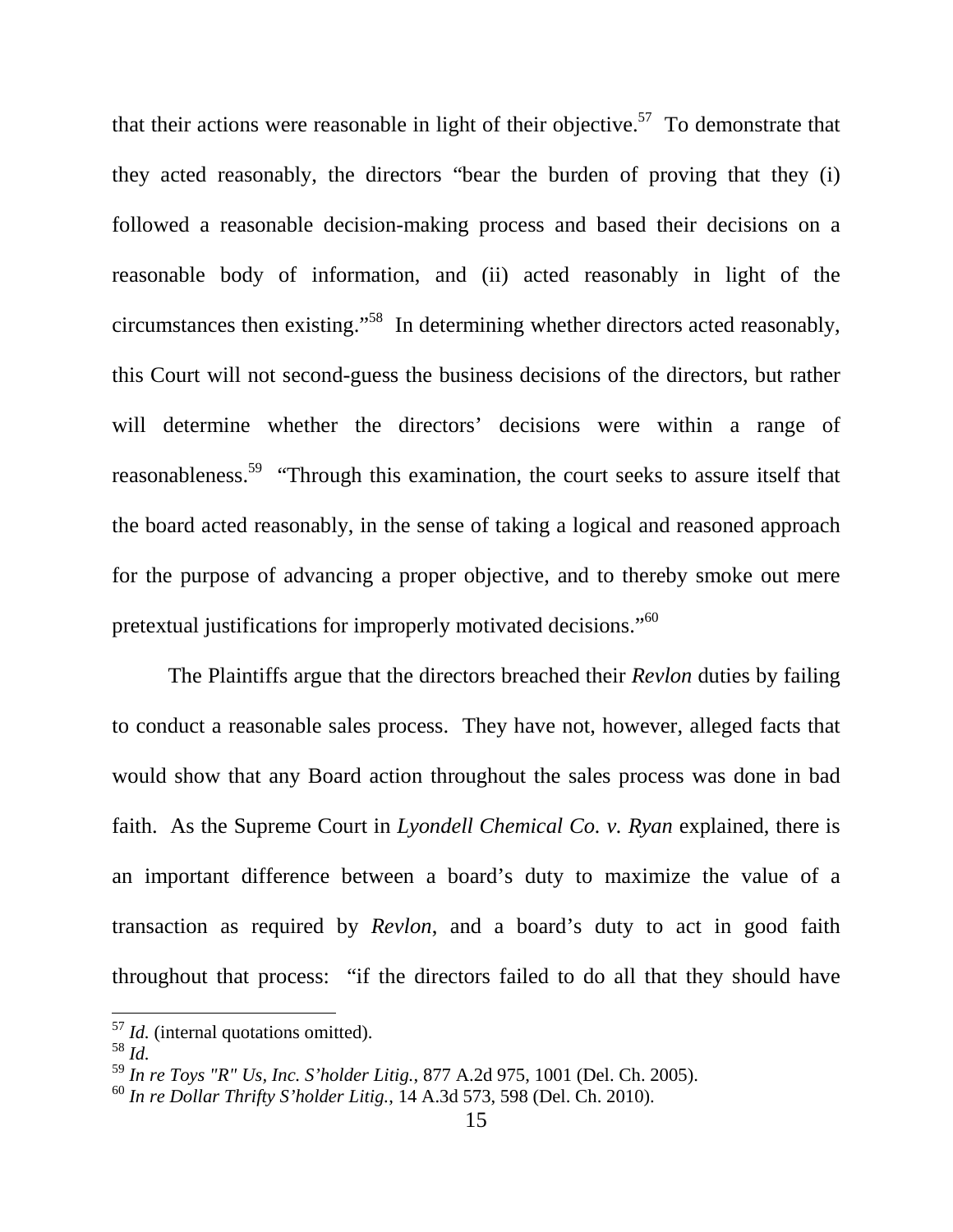that their actions were reasonable in light of their objective.[57] To demonstrate that they acted reasonably, the directors "bear the burden of proving that they (i) followed a reasonable decision-making process and based their decisions on a reasonable body of information, and (ii) acted reasonably in light of the circumstances then existing."[58] In determining whether directors acted reasonably, this Court will not second-guess the business decisions of the directors, but rather will determine whether the directors' decisions were within a range of reasonableness.[59] "Through this examination, the court seeks to assure itself that the board acted reasonably, in the sense of taking a logical and reasoned approach for the purpose of advancing a proper objective, and to thereby smoke out mere pretextual justifications for improperly motivated decisions."[60]

The Plaintiffs argue that the directors breached their *Revlon* duties by failing to conduct a reasonable sales process. They have not, however, alleged facts that would show that any Board action throughout the sales process was done in bad faith. As the Supreme Court in *Lyondell Chemical Co. v. Ryan* explained, there is an important difference between a board's duty to maximize the value of a transaction as required by *Revlon*, and a board's duty to act in good faith throughout that process: "if the directors failed to do all that they should have

---

[57] *Id.* (internal quotations omitted).

[58] *Id.*

[59] *In re Toys "R" Us, Inc. S'holder Litig.*, 877 A.2d 975, 1001 (Del. Ch. 2005).

[60] *In re Dollar Thrifty S'holder Litig.*, 14 A.3d 573, 598 (Del. Ch. 2010).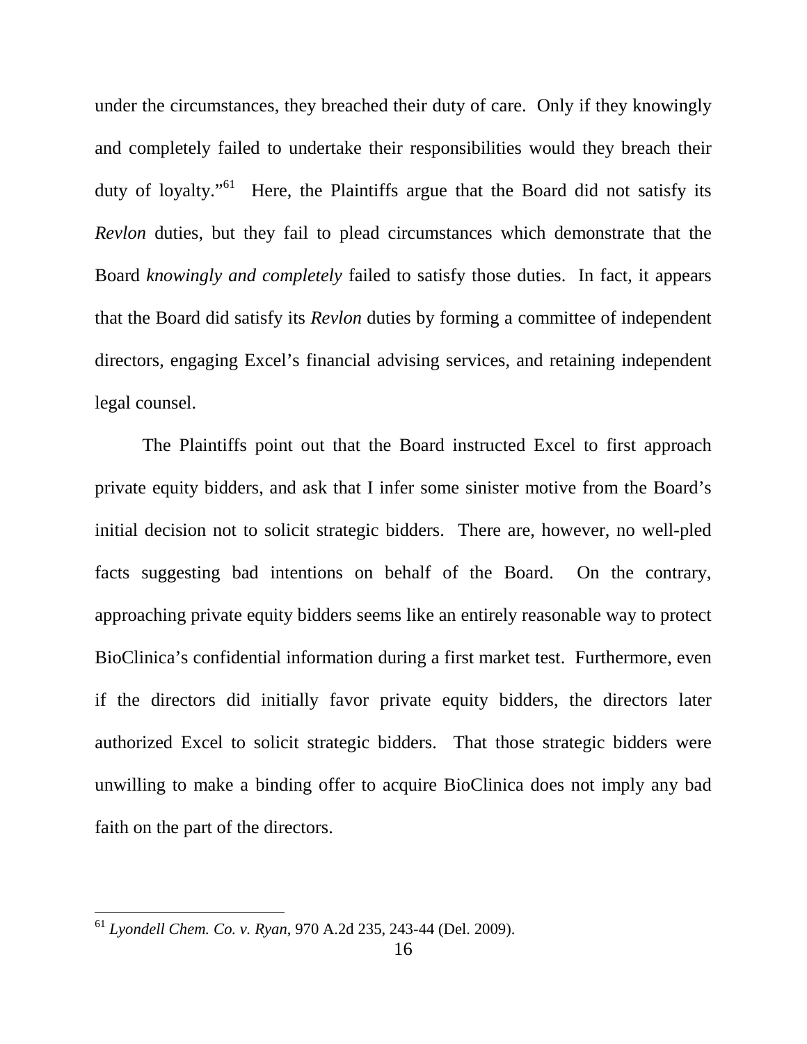under the circumstances, they breached their duty of care. Only if they knowingly and completely failed to undertake their responsibilities would they breach their duty of loyalty."[61] Here, the Plaintiffs argue that the Board did not satisfy its *Revlon* duties, but they fail to plead circumstances which demonstrate that the Board *knowingly and completely* failed to satisfy those duties. In fact, it appears that the Board did satisfy its *Revlon* duties by forming a committee of independent directors, engaging Excel's financial advising services, and retaining independent legal counsel.

The Plaintiffs point out that the Board instructed Excel to first approach private equity bidders, and ask that I infer some sinister motive from the Board's initial decision not to solicit strategic bidders. There are, however, no well-pled facts suggesting bad intentions on behalf of the Board. On the contrary, approaching private equity bidders seems like an entirely reasonable way to protect BioClinica's confidential information during a first market test. Furthermore, even if the directors did initially favor private equity bidders, the directors later authorized Excel to solicit strategic bidders. That those strategic bidders were unwilling to make a binding offer to acquire BioClinica does not imply any bad faith on the part of the directors.

---

[61] *Lyondell Chem. Co. v. Ryan*, 970 A.2d 235, 243-44 (Del. 2009).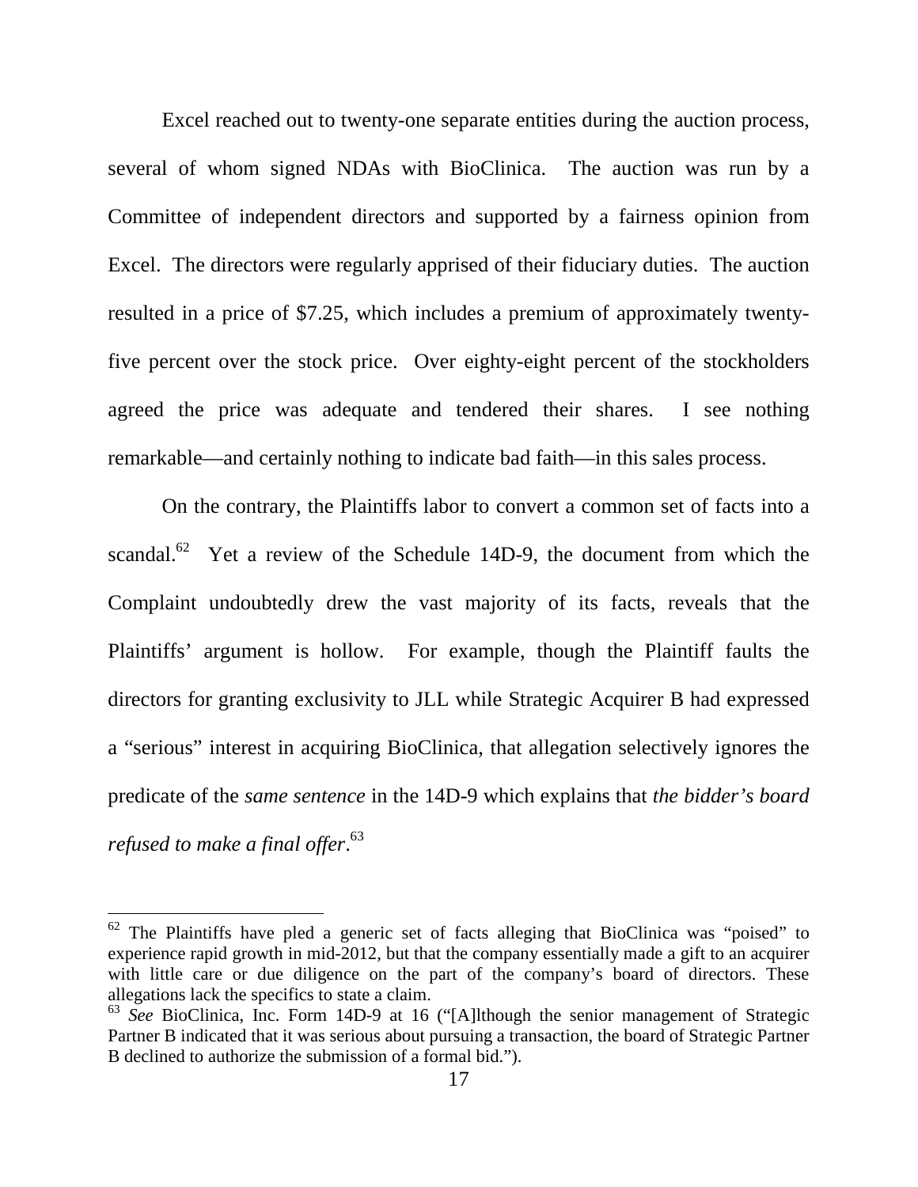Excel reached out to twenty-one separate entities during the auction process, several of whom signed NDAs with BioClinica. The auction was run by a Committee of independent directors and supported by a fairness opinion from Excel. The directors were regularly apprised of their fiduciary duties. The auction resulted in a price of $7.25, which includes a premium of approximately twenty-five percent over the stock price. Over eighty-eight percent of the stockholders agreed the price was adequate and tendered their shares. I see nothing remarkable—and certainly nothing to indicate bad faith—in this sales process.

On the contrary, the Plaintiffs labor to convert a common set of facts into a scandal.[62] Yet a review of the Schedule 14D-9, the document from which the Complaint undoubtedly drew the vast majority of its facts, reveals that the Plaintiffs' argument is hollow. For example, though the Plaintiff faults the directors for granting exclusivity to JLL while Strategic Acquirer B had expressed a "serious" interest in acquiring BioClinica, that allegation selectively ignores the predicate of the *same sentence* in the 14D-9 which explains that *the bidder's board refused to make a final offer*.[63]

---

[62] The Plaintiffs have pled a generic set of facts alleging that BioClinica was "poised" to experience rapid growth in mid-2012, but that the company essentially made a gift to an acquirer with little care or due diligence on the part of the company's board of directors. These allegations lack the specifics to state a claim.

[63] *See* BioClinica, Inc. Form 14D-9 at 16 ("[A]lthough the senior management of Strategic Partner B indicated that it was serious about pursuing a transaction, the board of Strategic Partner B declined to authorize the submission of a formal bid.").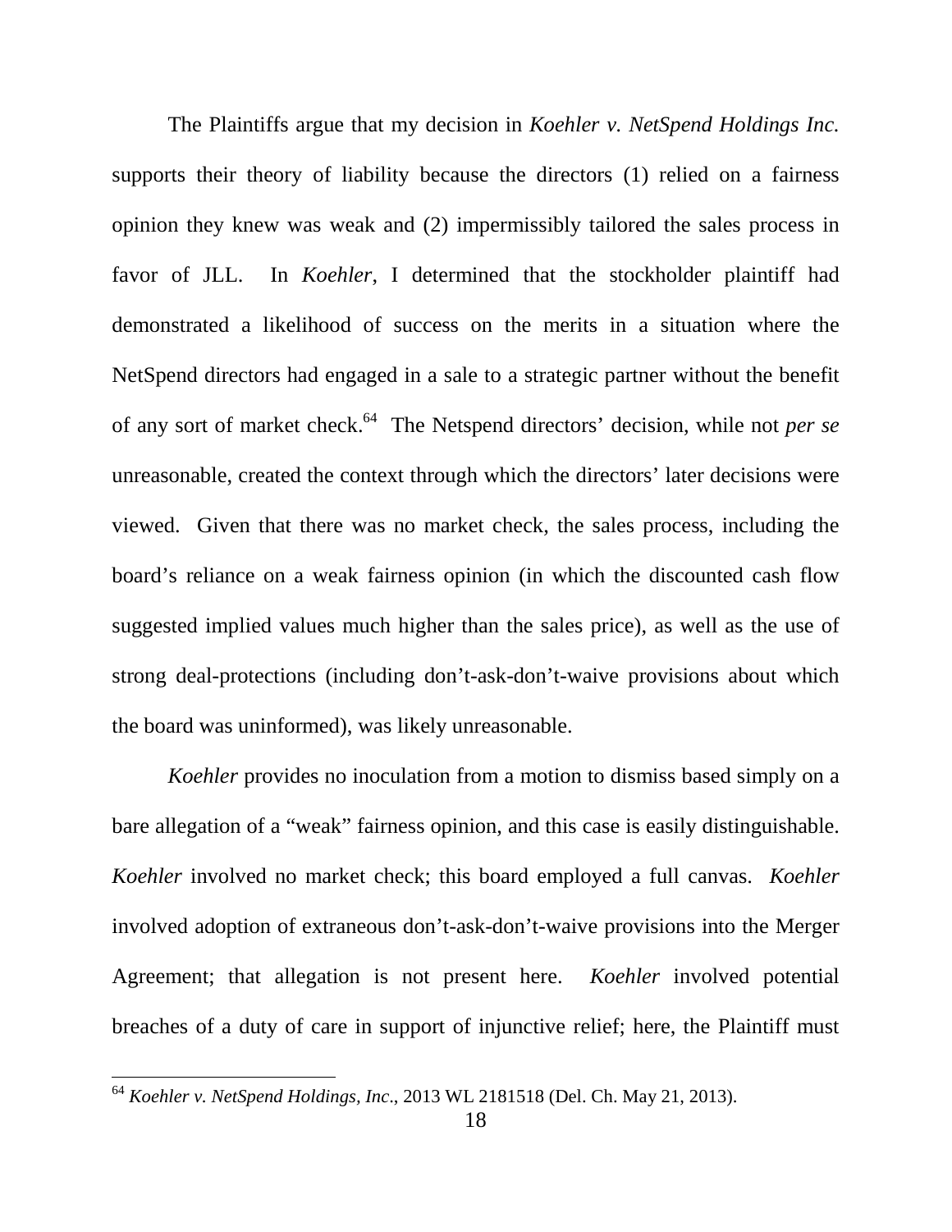The Plaintiffs argue that my decision in *Koehler v. NetSpend Holdings Inc.* supports their theory of liability because the directors (1) relied on a fairness opinion they knew was weak and (2) impermissibly tailored the sales process in favor of JLL. In *Koehler*, I determined that the stockholder plaintiff had demonstrated a likelihood of success on the merits in a situation where the NetSpend directors had engaged in a sale to a strategic partner without the benefit of any sort of market check.[64] The Netspend directors' decision, while not *per se* unreasonable, created the context through which the directors' later decisions were viewed. Given that there was no market check, the sales process, including the board's reliance on a weak fairness opinion (in which the discounted cash flow suggested implied values much higher than the sales price), as well as the use of strong deal-protections (including don't-ask-don't-waive provisions about which the board was uninformed), was likely unreasonable.

*Koehler* provides no inoculation from a motion to dismiss based simply on a bare allegation of a "weak" fairness opinion, and this case is easily distinguishable. *Koehler* involved no market check; this board employed a full canvas. *Koehler* involved adoption of extraneous don't-ask-don't-waive provisions into the Merger Agreement; that allegation is not present here. *Koehler* involved potential breaches of a duty of care in support of injunctive relief; here, the Plaintiff must

---

[64] *Koehler v. NetSpend Holdings, Inc*., 2013 WL 2181518 (Del. Ch. May 21, 2013).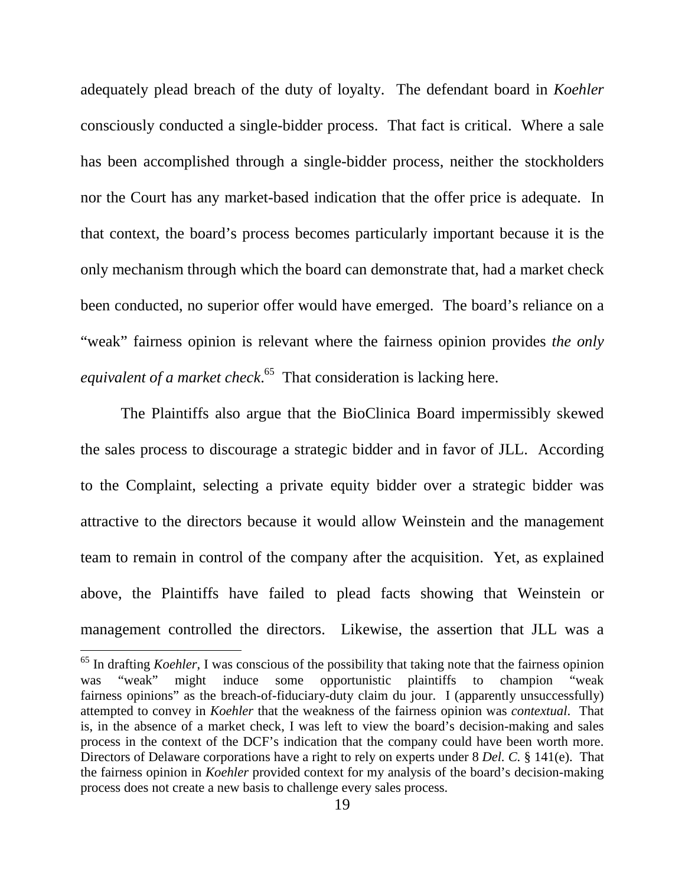adequately plead breach of the duty of loyalty. The defendant board in *Koehler* consciously conducted a single-bidder process. That fact is critical. Where a sale has been accomplished through a single-bidder process, neither the stockholders nor the Court has any market-based indication that the offer price is adequate. In that context, the board's process becomes particularly important because it is the only mechanism through which the board can demonstrate that, had a market check been conducted, no superior offer would have emerged. The board's reliance on a "weak" fairness opinion is relevant where the fairness opinion provides *the only equivalent of a market check*.[65] That consideration is lacking here.

The Plaintiffs also argue that the BioClinica Board impermissibly skewed the sales process to discourage a strategic bidder and in favor of JLL. According to the Complaint, selecting a private equity bidder over a strategic bidder was attractive to the directors because it would allow Weinstein and the management team to remain in control of the company after the acquisition. Yet, as explained above, the Plaintiffs have failed to plead facts showing that Weinstein or management controlled the directors. Likewise, the assertion that JLL was a

---

[65] In drafting *Koehler*, I was conscious of the possibility that taking note that the fairness opinion was "weak" might induce some opportunistic plaintiffs to champion "weak fairness opinions" as the breach-of-fiduciary-duty claim du jour. I (apparently unsuccessfully) attempted to convey in *Koehler* that the weakness of the fairness opinion was *contextual*. That is, in the absence of a market check, I was left to view the board's decision-making and sales process in the context of the DCF's indication that the company could have been worth more. Directors of Delaware corporations have a right to rely on experts under 8 *Del. C.* § 141(e). That the fairness opinion in *Koehler* provided context for my analysis of the board's decision-making process does not create a new basis to challenge every sales process.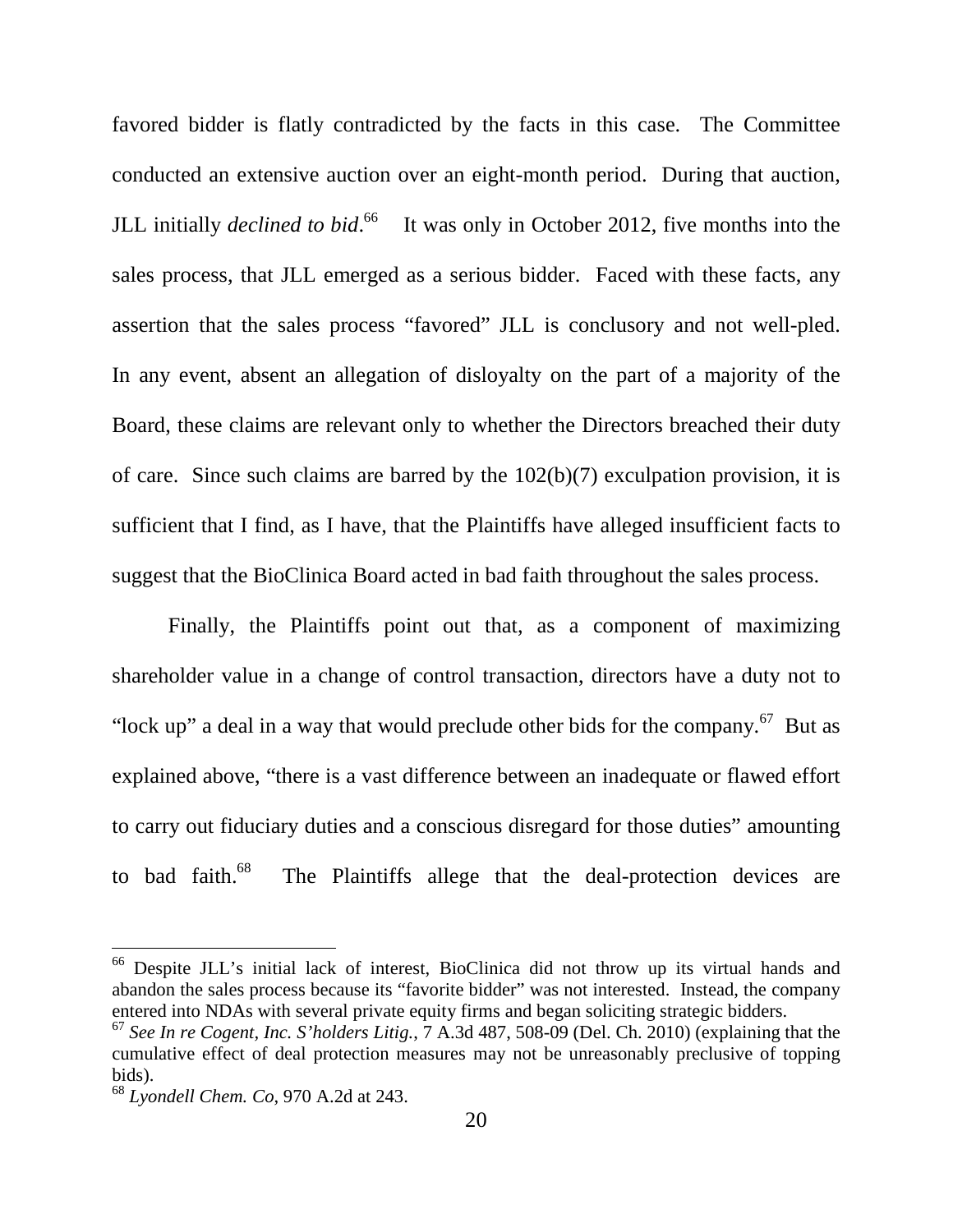favored bidder is flatly contradicted by the facts in this case. The Committee conducted an extensive auction over an eight-month period. During that auction, JLL initially *declined to bid*.[66] It was only in October 2012, five months into the sales process, that JLL emerged as a serious bidder. Faced with these facts, any assertion that the sales process "favored" JLL is conclusory and not well-pled. In any event, absent an allegation of disloyalty on the part of a majority of the Board, these claims are relevant only to whether the Directors breached their duty of care. Since such claims are barred by the 102(b)(7) exculpation provision, it is sufficient that I find, as I have, that the Plaintiffs have alleged insufficient facts to suggest that the BioClinica Board acted in bad faith throughout the sales process.

Finally, the Plaintiffs point out that, as a component of maximizing shareholder value in a change of control transaction, directors have a duty not to "lock up" a deal in a way that would preclude other bids for the company.[67] But as explained above, "there is a vast difference between an inadequate or flawed effort to carry out fiduciary duties and a conscious disregard for those duties" amounting to bad faith.[68] The Plaintiffs allege that the deal-protection devices are

---

[66] Despite JLL's initial lack of interest, BioClinica did not throw up its virtual hands and abandon the sales process because its "favorite bidder" was not interested. Instead, the company entered into NDAs with several private equity firms and began soliciting strategic bidders.

[67] *See In re Cogent, Inc. S'holders Litig.*, 7 A.3d 487, 508-09 (Del. Ch. 2010) (explaining that the cumulative effect of deal protection measures may not be unreasonably preclusive of topping bids).

[68] *Lyondell Chem. Co*, 970 A.2d at 243.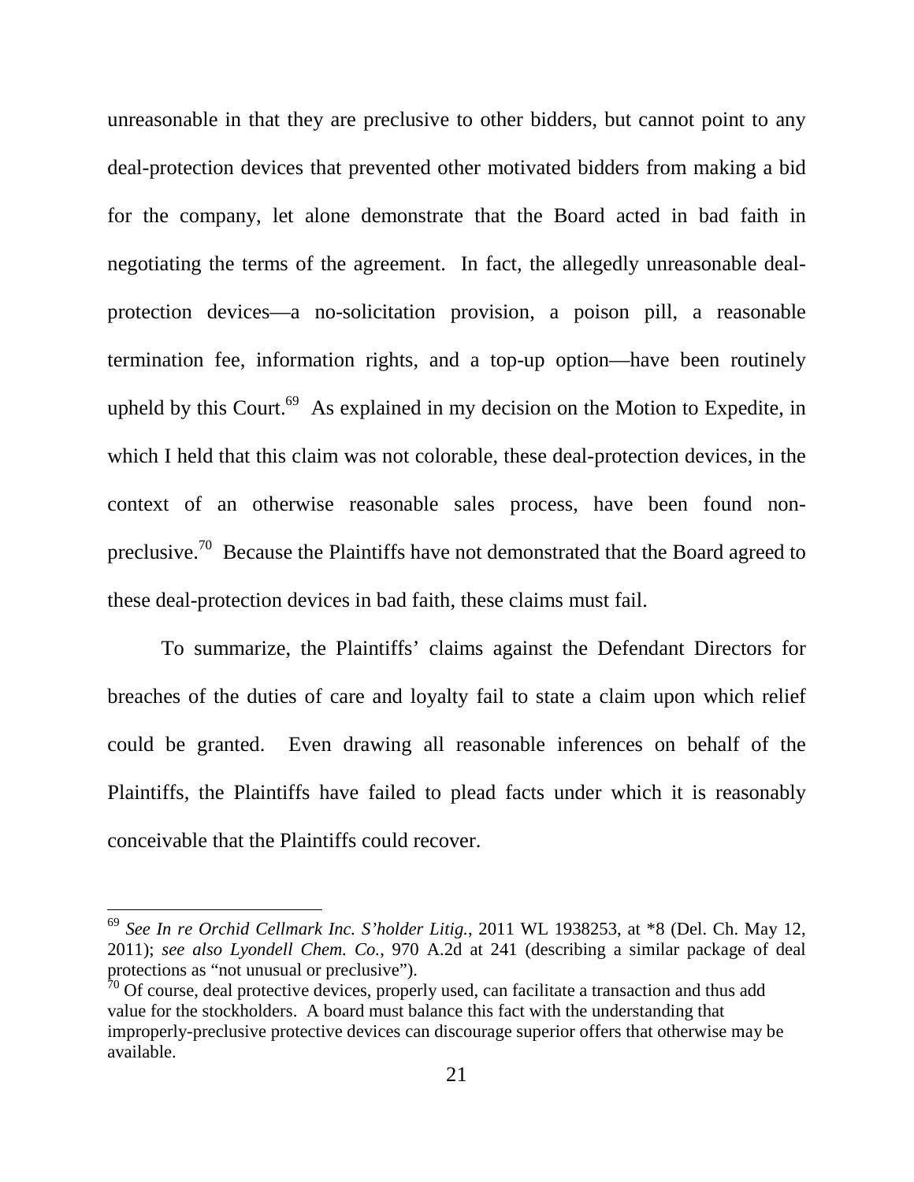unreasonable in that they are preclusive to other bidders, but cannot point to any deal-protection devices that prevented other motivated bidders from making a bid for the company, let alone demonstrate that the Board acted in bad faith in negotiating the terms of the agreement. In fact, the allegedly unreasonable deal-protection devices—a no-solicitation provision, a poison pill, a reasonable termination fee, information rights, and a top-up option—have been routinely upheld by this Court.[69] As explained in my decision on the Motion to Expedite, in which I held that this claim was not colorable, these deal-protection devices, in the context of an otherwise reasonable sales process, have been found non-preclusive.[70] Because the Plaintiffs have not demonstrated that the Board agreed to these deal-protection devices in bad faith, these claims must fail.

To summarize, the Plaintiffs' claims against the Defendant Directors for breaches of the duties of care and loyalty fail to state a claim upon which relief could be granted. Even drawing all reasonable inferences on behalf of the Plaintiffs, the Plaintiffs have failed to plead facts under which it is reasonably conceivable that the Plaintiffs could recover.

---

[69] *See In re Orchid Cellmark Inc. S'holder Litig.*, 2011 WL 1938253, at *8 (Del. Ch. May 12, 2011); *see also Lyondell Chem. Co.*, 970 A.2d at 241 (describing a similar package of deal protections as "not unusual or preclusive").

[70] Of course, deal protective devices, properly used, can facilitate a transaction and thus add value for the stockholders. A board must balance this fact with the understanding that improperly-preclusive protective devices can discourage superior offers that otherwise may be available.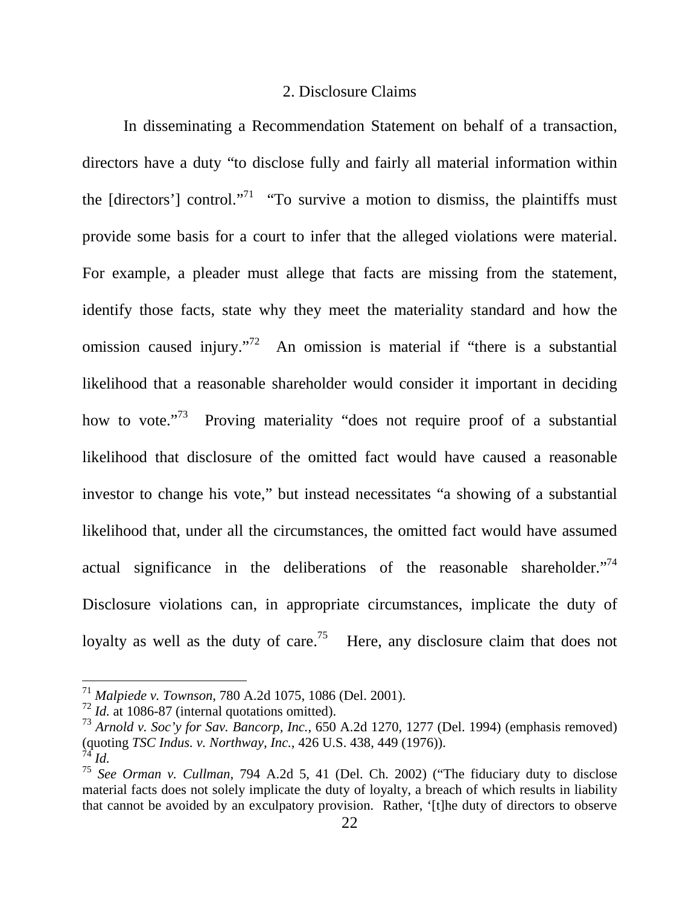### 2. Disclosure Claims

In disseminating a Recommendation Statement on behalf of a transaction, directors have a duty "to disclose fully and fairly all material information within the [directors'] control."[71] "To survive a motion to dismiss, the plaintiffs must provide some basis for a court to infer that the alleged violations were material. For example, a pleader must allege that facts are missing from the statement, identify those facts, state why they meet the materiality standard and how the omission caused injury."[72] An omission is material if "there is a substantial likelihood that a reasonable shareholder would consider it important in deciding how to vote."[73] Proving materiality "does not require proof of a substantial likelihood that disclosure of the omitted fact would have caused a reasonable investor to change his vote," but instead necessitates "a showing of a substantial likelihood that, under all the circumstances, the omitted fact would have assumed actual significance in the deliberations of the reasonable shareholder."[74] Disclosure violations can, in appropriate circumstances, implicate the duty of loyalty as well as the duty of care.[75] Here, any disclosure claim that does not

---

[71] *Malpiede v. Townson*, 780 A.2d 1075, 1086 (Del. 2001).

[72] *Id.* at 1086-87 (internal quotations omitted).

[73] *Arnold v. Soc'y for Sav. Bancorp, Inc.*, 650 A.2d 1270, 1277 (Del. 1994) (emphasis removed) (quoting *TSC Indus. v. Northway, Inc.*, 426 U.S. 438, 449 (1976)).

[74] *Id.*

[75] *See Orman v. Cullman*, 794 A.2d 5, 41 (Del. Ch. 2002) ("The fiduciary duty to disclose material facts does not solely implicate the duty of loyalty, a breach of which results in liability that cannot be avoided by an exculpatory provision. Rather, '[t]he duty of directors to observe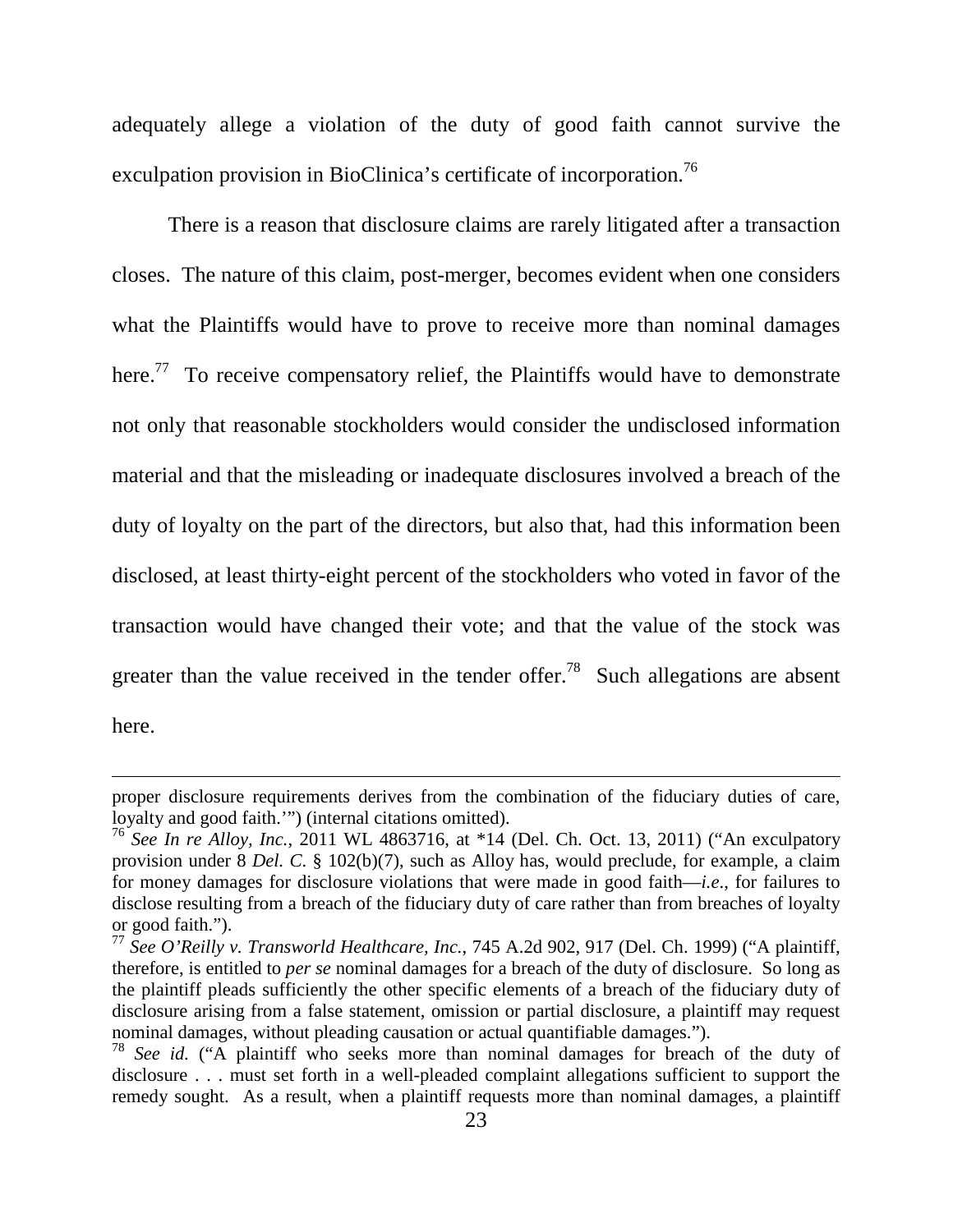adequately allege a violation of the duty of good faith cannot survive the exculpation provision in BioClinica's certificate of incorporation.[76]

There is a reason that disclosure claims are rarely litigated after a transaction closes. The nature of this claim, post-merger, becomes evident when one considers what the Plaintiffs would have to prove to receive more than nominal damages here.[77] To receive compensatory relief, the Plaintiffs would have to demonstrate not only that reasonable stockholders would consider the undisclosed information material and that the misleading or inadequate disclosures involved a breach of the duty of loyalty on the part of the directors, but also that, had this information been disclosed, at least thirty-eight percent of the stockholders who voted in favor of the transaction would have changed their vote; and that the value of the stock was greater than the value received in the tender offer.[78] Such allegations are absent here.

---

proper disclosure requirements derives from the combination of the fiduciary duties of care, loyalty and good faith.'") (internal citations omitted).

[76] *See In re Alloy, Inc.*, 2011 WL 4863716, at *14 (Del. Ch. Oct. 13, 2011) ("An exculpatory provision under 8 *Del. C.* § 102(b)(7), such as Alloy has, would preclude, for example, a claim for money damages for disclosure violations that were made in good faith—*i.e*., for failures to disclose resulting from a breach of the fiduciary duty of care rather than from breaches of loyalty or good faith.").

[77] *See O'Reilly v. Transworld Healthcare, Inc.*, 745 A.2d 902, 917 (Del. Ch. 1999) ("A plaintiff, therefore, is entitled to *per se* nominal damages for a breach of the duty of disclosure. So long as the plaintiff pleads sufficiently the other specific elements of a breach of the fiduciary duty of disclosure arising from a false statement, omission or partial disclosure, a plaintiff may request nominal damages, without pleading causation or actual quantifiable damages.").

[78] *See id.* ("A plaintiff who seeks more than nominal damages for breach of the duty of disclosure . . . must set forth in a well-pleaded complaint allegations sufficient to support the remedy sought. As a result, when a plaintiff requests more than nominal damages, a plaintiff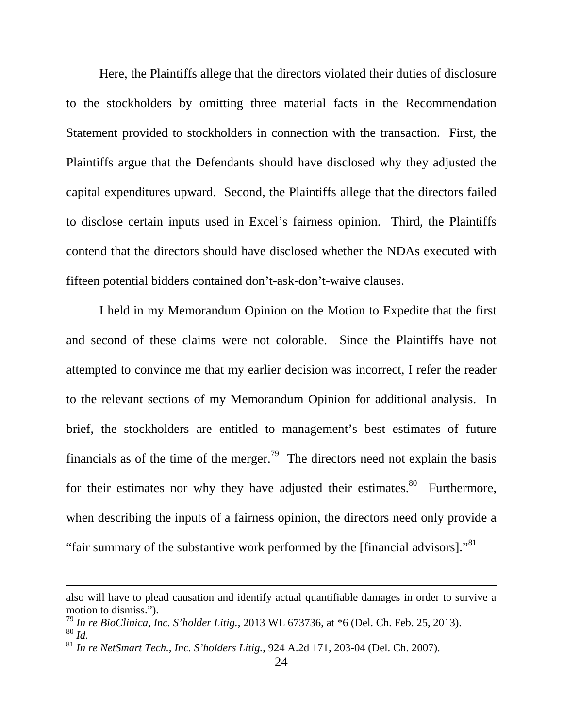Here, the Plaintiffs allege that the directors violated their duties of disclosure to the stockholders by omitting three material facts in the Recommendation Statement provided to stockholders in connection with the transaction. First, the Plaintiffs argue that the Defendants should have disclosed why they adjusted the capital expenditures upward. Second, the Plaintiffs allege that the directors failed to disclose certain inputs used in Excel's fairness opinion. Third, the Plaintiffs contend that the directors should have disclosed whether the NDAs executed with fifteen potential bidders contained don't-ask-don't-waive clauses.

I held in my Memorandum Opinion on the Motion to Expedite that the first and second of these claims were not colorable. Since the Plaintiffs have not attempted to convince me that my earlier decision was incorrect, I refer the reader to the relevant sections of my Memorandum Opinion for additional analysis. In brief, the stockholders are entitled to management's best estimates of future financials as of the time of the merger.[79] The directors need not explain the basis for their estimates nor why they have adjusted their estimates.[80] Furthermore, when describing the inputs of a fairness opinion, the directors need only provide a "fair summary of the substantive work performed by the [financial advisors]."[81]

---

also will have to plead causation and identify actual quantifiable damages in order to survive a motion to dismiss.").

[79] *In re BioClinica, Inc. S'holder Litig.*, 2013 WL 673736, at *6 (Del. Ch. Feb. 25, 2013).

[80] *Id.*

[81] *In re NetSmart Tech., Inc. S'holders Litig.*, 924 A.2d 171, 203-04 (Del. Ch. 2007).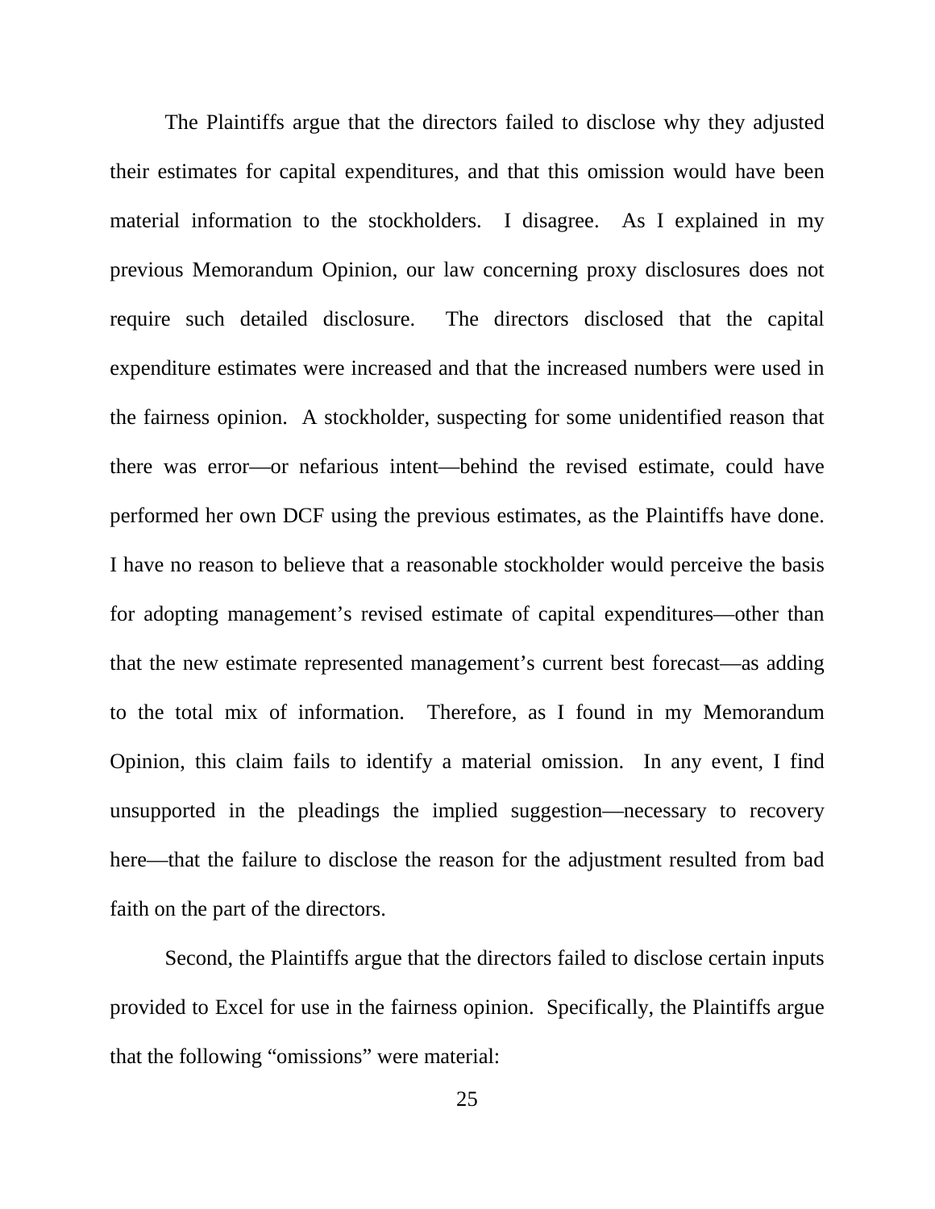The Plaintiffs argue that the directors failed to disclose why they adjusted their estimates for capital expenditures, and that this omission would have been material information to the stockholders. I disagree. As I explained in my previous Memorandum Opinion, our law concerning proxy disclosures does not require such detailed disclosure. The directors disclosed that the capital expenditure estimates were increased and that the increased numbers were used in the fairness opinion. A stockholder, suspecting for some unidentified reason that there was error—or nefarious intent—behind the revised estimate, could have performed her own DCF using the previous estimates, as the Plaintiffs have done. I have no reason to believe that a reasonable stockholder would perceive the basis for adopting management's revised estimate of capital expenditures—other than that the new estimate represented management's current best forecast—as adding to the total mix of information. Therefore, as I found in my Memorandum Opinion, this claim fails to identify a material omission. In any event, I find unsupported in the pleadings the implied suggestion—necessary to recovery here—that the failure to disclose the reason for the adjustment resulted from bad faith on the part of the directors.

Second, the Plaintiffs argue that the directors failed to disclose certain inputs provided to Excel for use in the fairness opinion. Specifically, the Plaintiffs argue that the following "omissions" were material: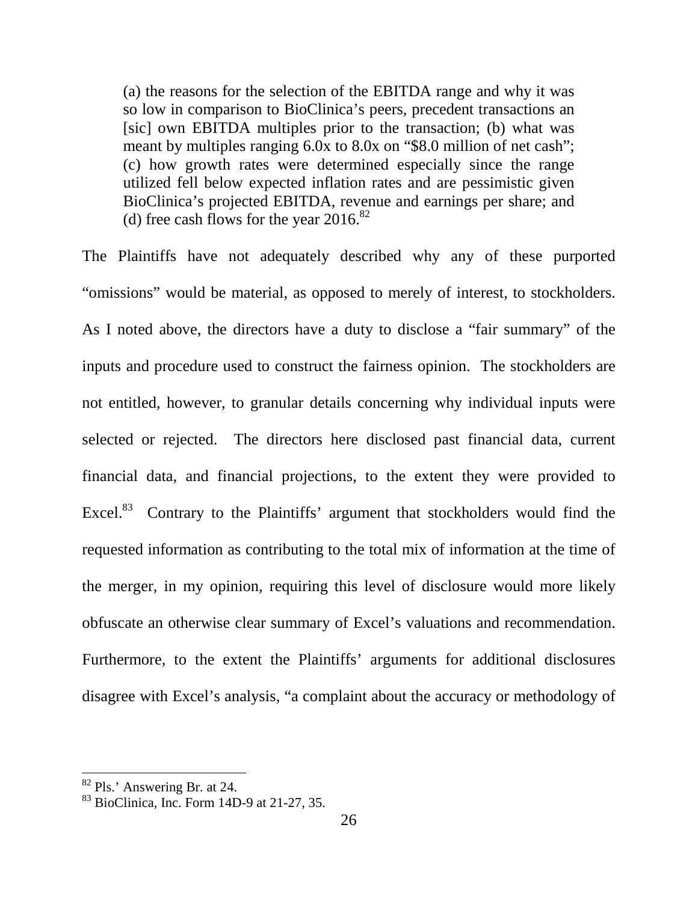> (a) the reasons for the selection of the EBITDA range and why it was so low in comparison to BioClinica's peers, precedent transactions an [sic] own EBITDA multiples prior to the transaction; (b) what was meant by multiples ranging 6.0x to 8.0x on "$8.0 million of net cash"; (c) how growth rates were determined especially since the range utilized fell below expected inflation rates and are pessimistic given BioClinica's projected EBITDA, revenue and earnings per share; and (d) free cash flows for the year 2016.[82]

The Plaintiffs have not adequately described why any of these purported "omissions" would be material, as opposed to merely of interest, to stockholders. As I noted above, the directors have a duty to disclose a "fair summary" of the inputs and procedure used to construct the fairness opinion. The stockholders are not entitled, however, to granular details concerning why individual inputs were selected or rejected. The directors here disclosed past financial data, current financial data, and financial projections, to the extent they were provided to Excel.[83] Contrary to the Plaintiffs' argument that stockholders would find the requested information as contributing to the total mix of information at the time of the merger, in my opinion, requiring this level of disclosure would more likely obfuscate an otherwise clear summary of Excel's valuations and recommendation. Furthermore, to the extent the Plaintiffs' arguments for additional disclosures disagree with Excel's analysis, "a complaint about the accuracy or methodology of

---

[82] Pls.' Answering Br. at 24.

[83] BioClinica, Inc. Form 14D-9 at 21-27, 35.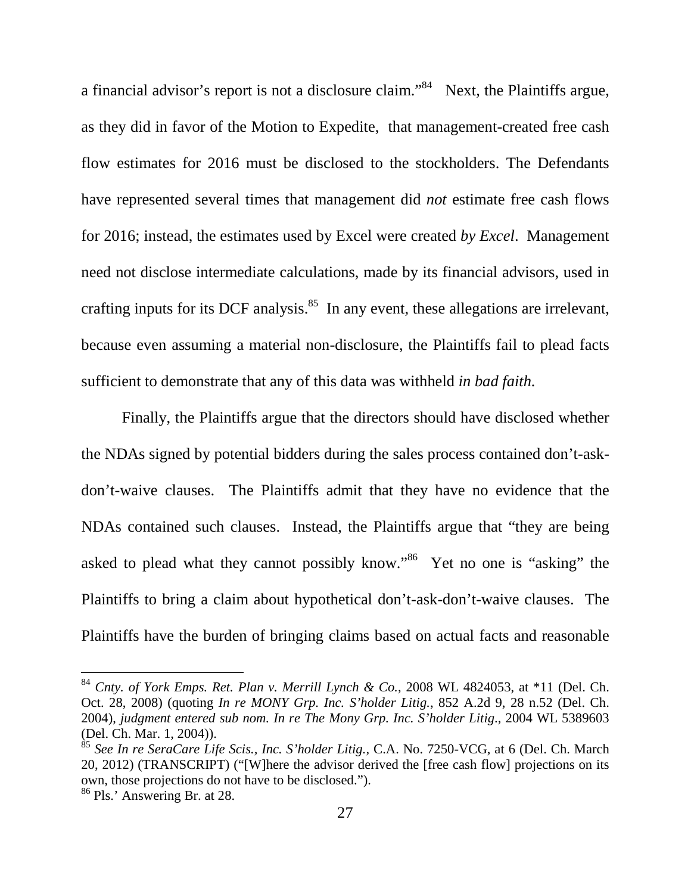a financial advisor's report is not a disclosure claim."[84] Next, the Plaintiffs argue, as they did in favor of the Motion to Expedite, that management-created free cash flow estimates for 2016 must be disclosed to the stockholders. The Defendants have represented several times that management did *not* estimate free cash flows for 2016; instead, the estimates used by Excel were created *by Excel*. Management need not disclose intermediate calculations, made by its financial advisors, used in crafting inputs for its DCF analysis.[85] In any event, these allegations are irrelevant, because even assuming a material non-disclosure, the Plaintiffs fail to plead facts sufficient to demonstrate that any of this data was withheld *in bad faith*.

Finally, the Plaintiffs argue that the directors should have disclosed whether the NDAs signed by potential bidders during the sales process contained don't-ask-don't-waive clauses. The Plaintiffs admit that they have no evidence that the NDAs contained such clauses. Instead, the Plaintiffs argue that "they are being asked to plead what they cannot possibly know."[86] Yet no one is "asking" the Plaintiffs to bring a claim about hypothetical don't-ask-don't-waive clauses. The Plaintiffs have the burden of bringing claims based on actual facts and reasonable

---

[84] *Cnty. of York Emps. Ret. Plan v. Merrill Lynch & Co.*, 2008 WL 4824053, at *11 (Del. Ch. Oct. 28, 2008) (quoting *In re MONY Grp. Inc. S'holder Litig.*, 852 A.2d 9, 28 n.52 (Del. Ch. 2004), *judgment entered sub nom. In re The Mony Grp. Inc. S'holder Litig*., 2004 WL 5389603 (Del. Ch. Mar. 1, 2004)).

[85] *See In re SeraCare Life Scis., Inc. S'holder Litig.*, C.A. No. 7250-VCG, at 6 (Del. Ch. March 20, 2012) (TRANSCRIPT) ("[W]here the advisor derived the [free cash flow] projections on its own, those projections do not have to be disclosed.").

[86] Pls.' Answering Br. at 28.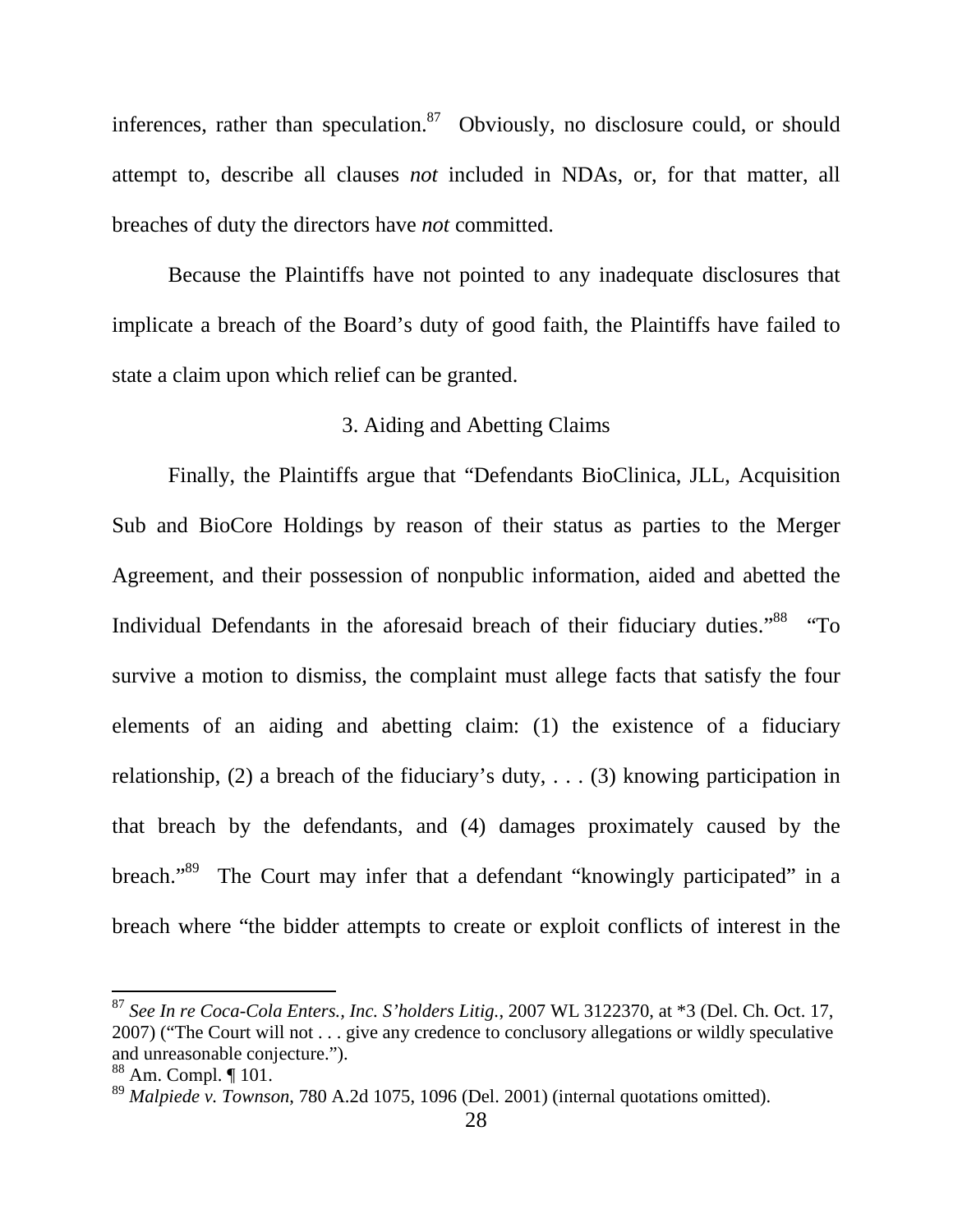inferences, rather than speculation.[87] Obviously, no disclosure could, or should attempt to, describe all clauses *not* included in NDAs, or, for that matter, all breaches of duty the directors have *not* committed.

Because the Plaintiffs have not pointed to any inadequate disclosures that implicate a breach of the Board's duty of good faith, the Plaintiffs have failed to state a claim upon which relief can be granted.

### 3. Aiding and Abetting Claims

Finally, the Plaintiffs argue that "Defendants BioClinica, JLL, Acquisition Sub and BioCore Holdings by reason of their status as parties to the Merger Agreement, and their possession of nonpublic information, aided and abetted the Individual Defendants in the aforesaid breach of their fiduciary duties."[88] "To survive a motion to dismiss, the complaint must allege facts that satisfy the four elements of an aiding and abetting claim: (1) the existence of a fiduciary relationship, (2) a breach of the fiduciary's duty, . . . (3) knowing participation in that breach by the defendants, and (4) damages proximately caused by the breach."[89] The Court may infer that a defendant "knowingly participated" in a breach where "the bidder attempts to create or exploit conflicts of interest in the

---

[87] *See In re Coca-Cola Enters., Inc. S'holders Litig.*, 2007 WL 3122370, at *3 (Del. Ch. Oct. 17, 2007) ("The Court will not . . . give any credence to conclusory allegations or wildly speculative and unreasonable conjecture.").

[88] Am. Compl. ¶ 101.

[89] *Malpiede v. Townson*, 780 A.2d 1075, 1096 (Del. 2001) (internal quotations omitted).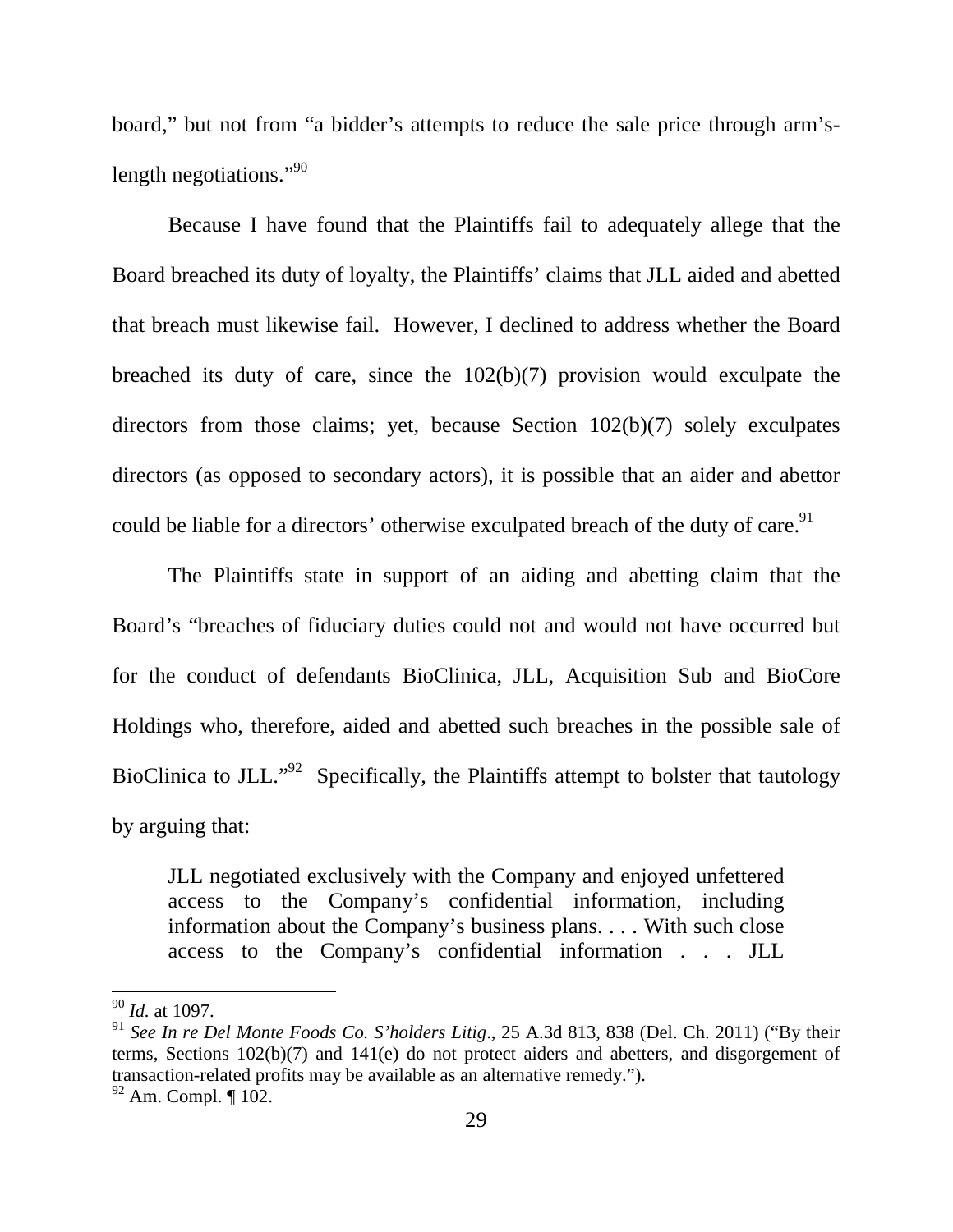board," but not from "a bidder's attempts to reduce the sale price through arm's-length negotiations."[90]

Because I have found that the Plaintiffs fail to adequately allege that the Board breached its duty of loyalty, the Plaintiffs' claims that JLL aided and abetted that breach must likewise fail. However, I declined to address whether the Board breached its duty of care, since the 102(b)(7) provision would exculpate the directors from those claims; yet, because Section 102(b)(7) solely exculpates directors (as opposed to secondary actors), it is possible that an aider and abettor could be liable for a directors' otherwise exculpated breach of the duty of care.[91]

The Plaintiffs state in support of an aiding and abetting claim that the Board's "breaches of fiduciary duties could not and would not have occurred but for the conduct of defendants BioClinica, JLL, Acquisition Sub and BioCore Holdings who, therefore, aided and abetted such breaches in the possible sale of BioClinica to JLL."[92] Specifically, the Plaintiffs attempt to bolster that tautology by arguing that:

> JLL negotiated exclusively with the Company and enjoyed unfettered access to the Company's confidential information, including information about the Company's business plans. . . . With such close access to the Company's confidential information . . . JLL

---

[90] *Id.* at 1097.

[91] *See In re Del Monte Foods Co. S'holders Litig*., 25 A.3d 813, 838 (Del. Ch. 2011) ("By their terms, Sections 102(b)(7) and 141(e) do not protect aiders and abetters, and disgorgement of transaction-related profits may be available as an alternative remedy.").

[92] Am. Compl. ¶ 102.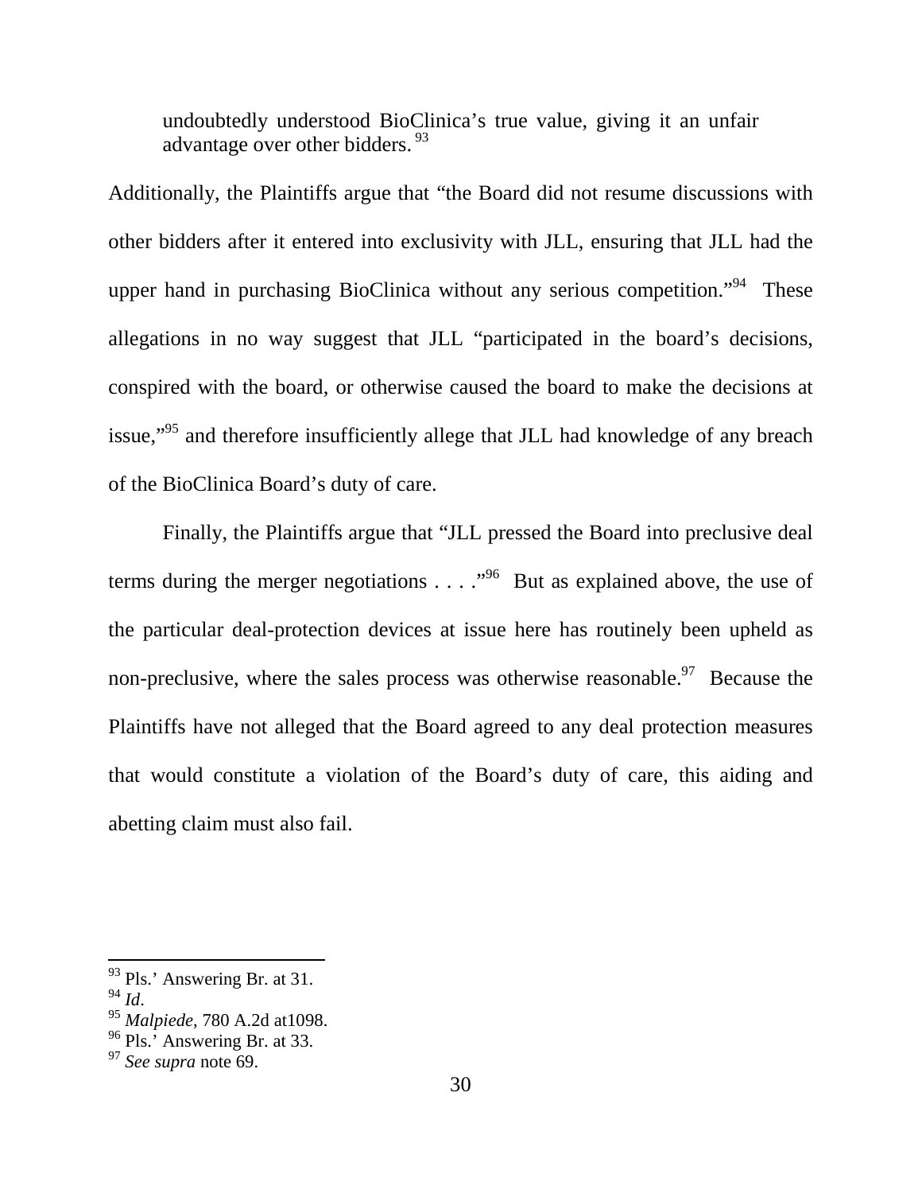> undoubtedly understood BioClinica's true value, giving it an unfair advantage over other bidders.[93]

Additionally, the Plaintiffs argue that "the Board did not resume discussions with other bidders after it entered into exclusivity with JLL, ensuring that JLL had the upper hand in purchasing BioClinica without any serious competition."[94] These allegations in no way suggest that JLL "participated in the board's decisions, conspired with the board, or otherwise caused the board to make the decisions at issue,"[95] and therefore insufficiently allege that JLL had knowledge of any breach of the BioClinica Board's duty of care.

Finally, the Plaintiffs argue that "JLL pressed the Board into preclusive deal terms during the merger negotiations . . . ."[96] But as explained above, the use of the particular deal-protection devices at issue here has routinely been upheld as non-preclusive, where the sales process was otherwise reasonable.[97] Because the Plaintiffs have not alleged that the Board agreed to any deal protection measures that would constitute a violation of the Board's duty of care, this aiding and abetting claim must also fail.

---

[93] Pls.' Answering Br. at 31.

[94] *Id*.

[95] *Malpiede*, 780 A.2d at1098.

[96] Pls.' Answering Br. at 33.

[97] *See supra* note 69.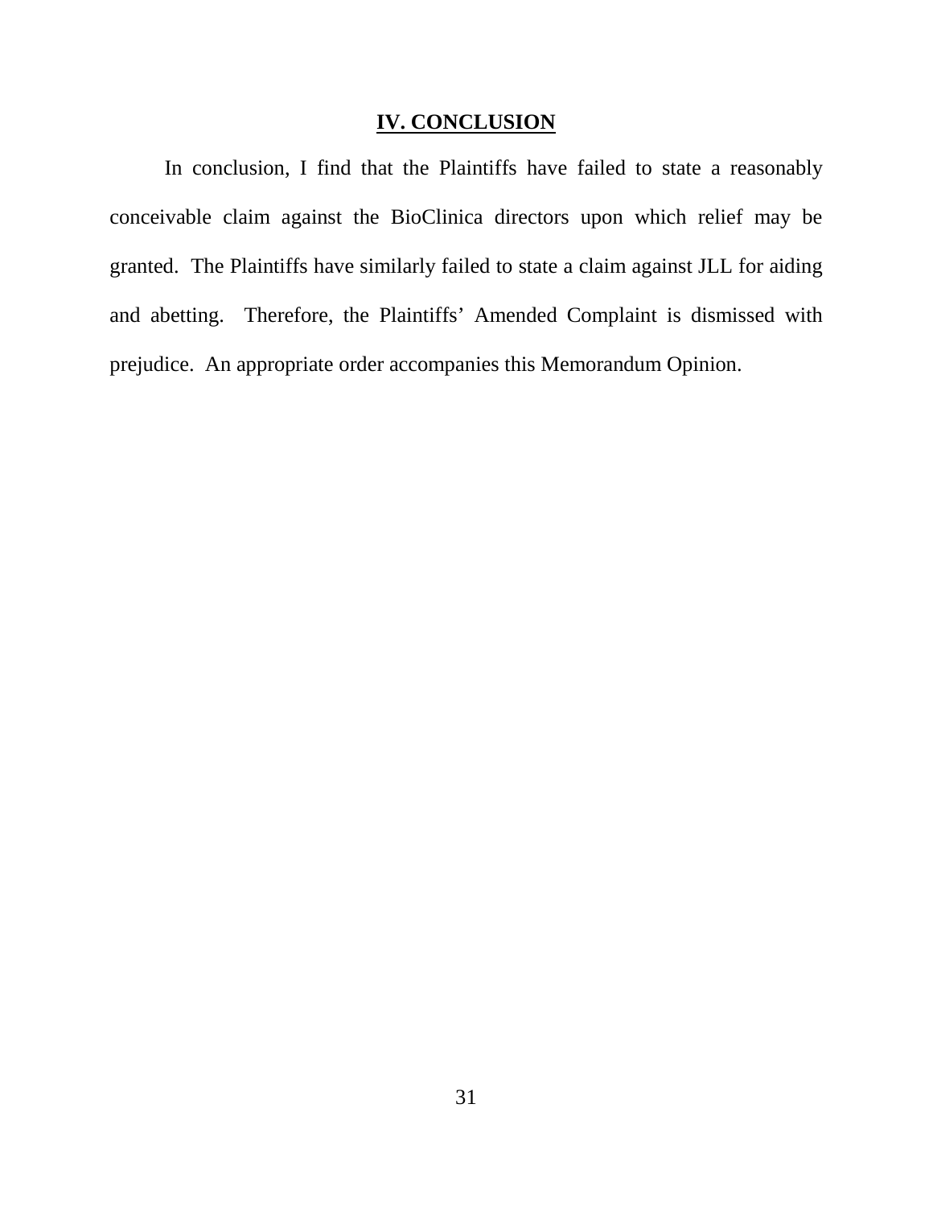## IV. CONCLUSION

In conclusion, I find that the Plaintiffs have failed to state a reasonably conceivable claim against the BioClinica directors upon which relief may be granted. The Plaintiffs have similarly failed to state a claim against JLL for aiding and abetting. Therefore, the Plaintiffs' Amended Complaint is dismissed with prejudice. An appropriate order accompanies this Memorandum Opinion.